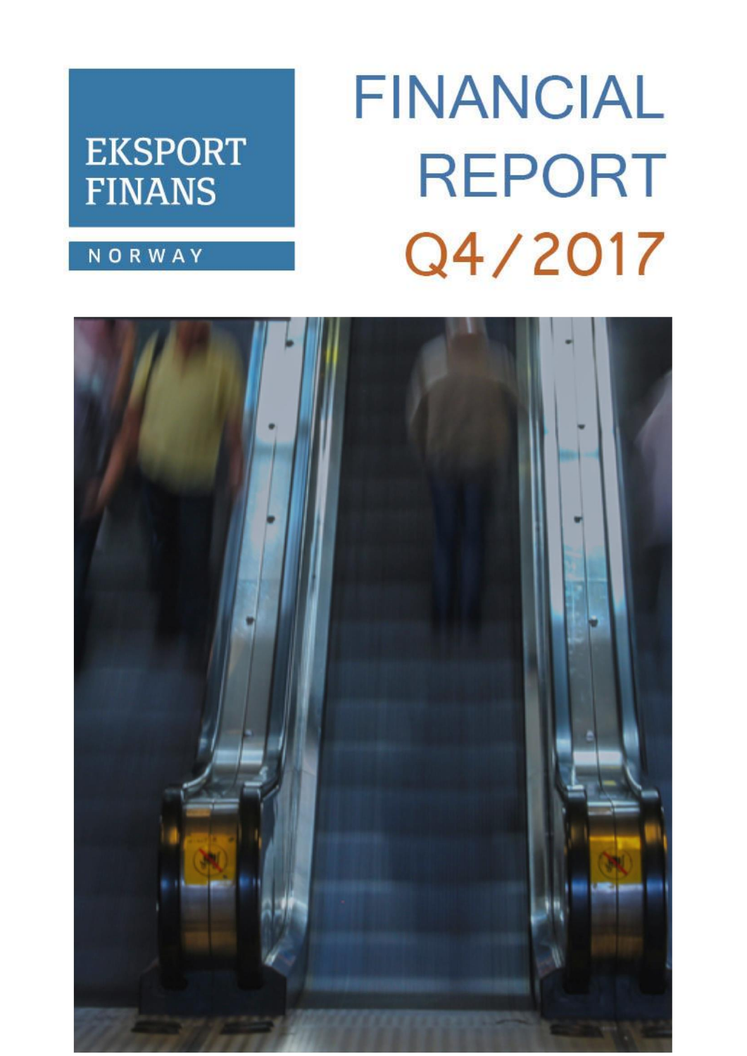EKSPORT FINANS

NORWAY

# FINANCIAL REPORT Q4/2017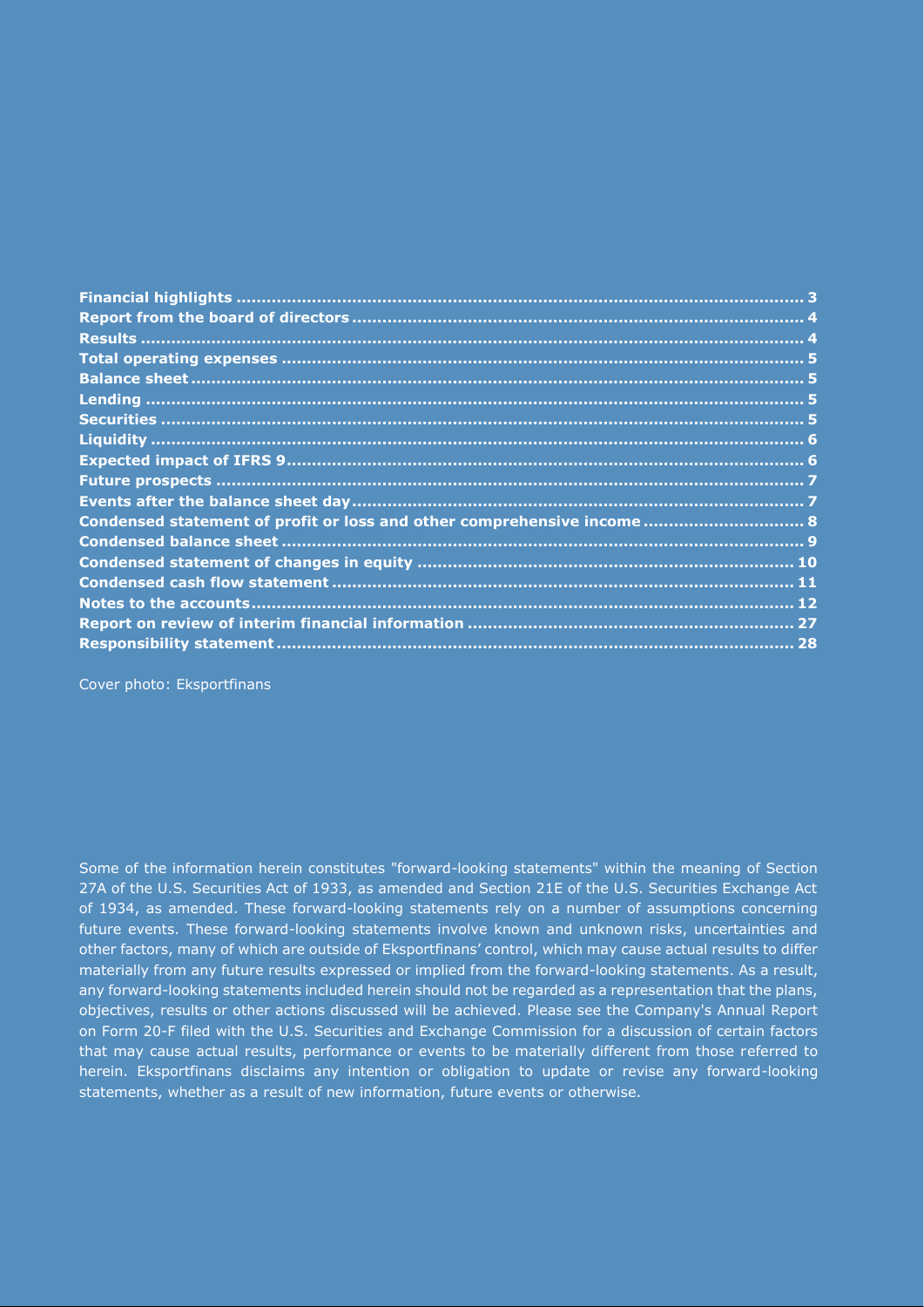**Financial highlights** ........ **3**
**Report from the board of directors** ........ **4**
**Results** ........ **4**
**Total operating expenses** ........ **5**
**Balance sheet** ........ **5**
**Lending** ........ **5**
**Securities** ........ **5**
**Liquidity** ........ **6**
**Expected impact of IFRS 9** ........ **6**
**Future prospects** ........ **7**
**Events after the balance sheet day** ........ **7**
**Condensed statement of profit or loss and other comprehensive income** ........ **8**
**Condensed balance sheet** ........ **9**
**Condensed statement of changes in equity** ........ **10**
**Condensed cash flow statement** ........ **11**
**Notes to the accounts** ........ **12**
**Report on review of interim financial information** ........ **27**
**Responsibility statement** ........ **28**

Cover photo: Eksportfinans

Some of the information herein constitutes "forward-looking statements" within the meaning of Section 27A of the U.S. Securities Act of 1933, as amended and Section 21E of the U.S. Securities Exchange Act of 1934, as amended. These forward-looking statements rely on a number of assumptions concerning future events. These forward-looking statements involve known and unknown risks, uncertainties and other factors, many of which are outside of Eksportfinans' control, which may cause actual results to differ materially from any future results expressed or implied from the forward-looking statements. As a result, any forward-looking statements included herein should not be regarded as a representation that the plans, objectives, results or other actions discussed will be achieved. Please see the Company's Annual Report on Form 20-F filed with the U.S. Securities and Exchange Commission for a discussion of certain factors that may cause actual results, performance or events to be materially different from those referred to herein. Eksportfinans disclaims any intention or obligation to update or revise any forward-looking statements, whether as a result of new information, future events or otherwise.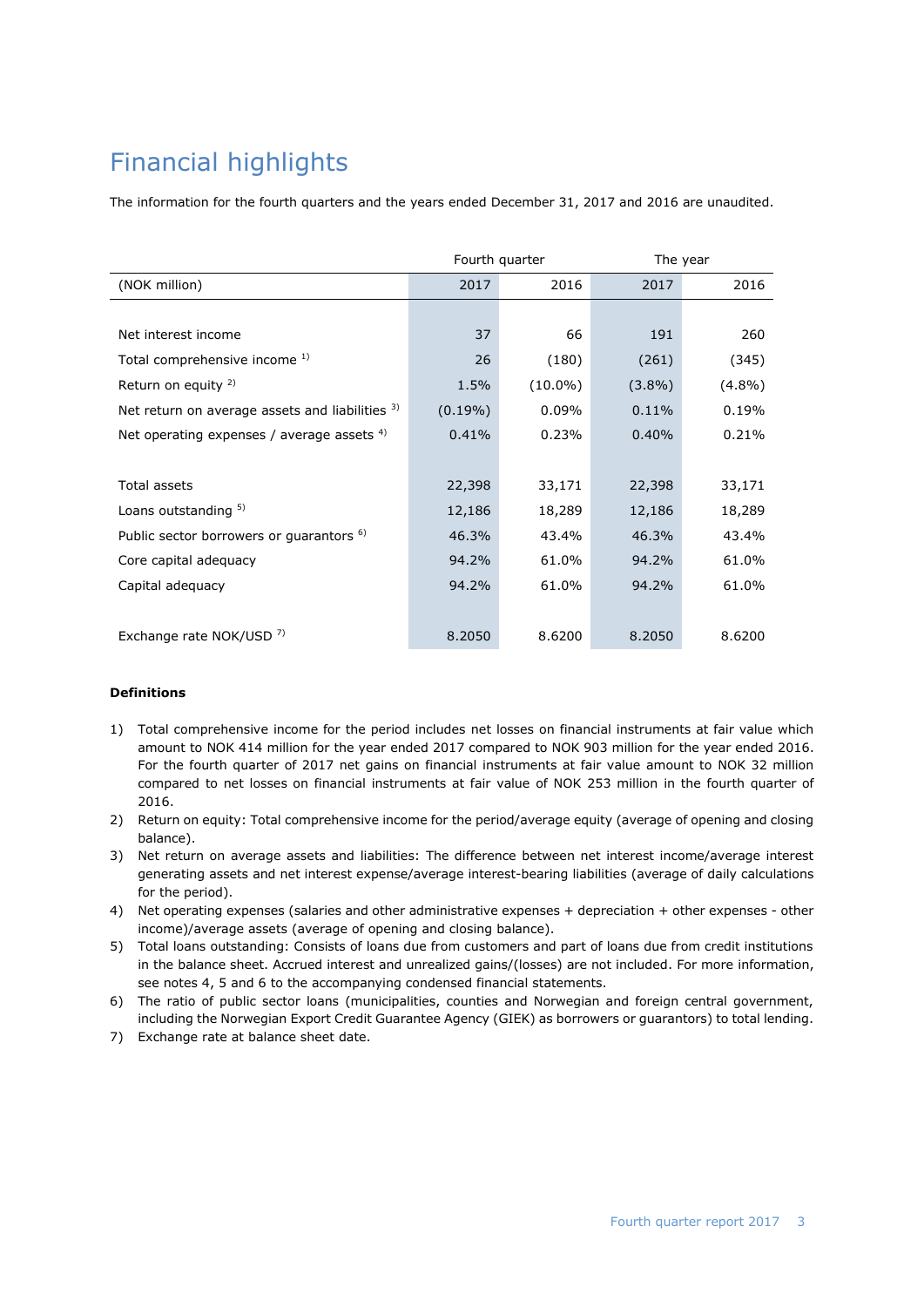# Financial highlights

The information for the fourth quarters and the years ended December 31, 2017 and 2016 are unaudited.

| | Fourth quarter | | The year | |
|---|---|---|---|---|
| (NOK million) | 2017 | 2016 | 2017 | 2016 |
| | | | | |
| Net interest income | 37 | 66 | 191 | 260 |
| Total comprehensive income [1] | 26 | (180) | (261) | (345) |
| Return on equity [2] | 1.5% | (10.0%) | (3.8%) | (4.8%) |
| Net return on average assets and liabilities [3] | (0.19%) | 0.09% | 0.11% | 0.19% |
| Net operating expenses / average assets [4] | 0.41% | 0.23% | 0.40% | 0.21% |
| | | | | |
| Total assets | 22,398 | 33,171 | 22,398 | 33,171 |
| Loans outstanding [5] | 12,186 | 18,289 | 12,186 | 18,289 |
| Public sector borrowers or guarantors [6] | 46.3% | 43.4% | 46.3% | 43.4% |
| Core capital adequacy | 94.2% | 61.0% | 94.2% | 61.0% |
| Capital adequacy | 94.2% | 61.0% | 94.2% | 61.0% |
| | | | | |
| Exchange rate NOK/USD [7] | 8.2050 | 8.6200 | 8.2050 | 8.6200 |

**Definitions**

1) Total comprehensive income for the period includes net losses on financial instruments at fair value which amount to NOK 414 million for the year ended 2017 compared to NOK 903 million for the year ended 2016. For the fourth quarter of 2017 net gains on financial instruments at fair value amount to NOK 32 million compared to net losses on financial instruments at fair value of NOK 253 million in the fourth quarter of 2016.
2) Return on equity: Total comprehensive income for the period/average equity (average of opening and closing balance).
3) Net return on average assets and liabilities: The difference between net interest income/average interest generating assets and net interest expense/average interest-bearing liabilities (average of daily calculations for the period).
4) Net operating expenses (salaries and other administrative expenses + depreciation + other expenses - other income)/average assets (average of opening and closing balance).
5) Total loans outstanding: Consists of loans due from customers and part of loans due from credit institutions in the balance sheet. Accrued interest and unrealized gains/(losses) are not included. For more information, see notes 4, 5 and 6 to the accompanying condensed financial statements.
6) The ratio of public sector loans (municipalities, counties and Norwegian and foreign central government, including the Norwegian Export Credit Guarantee Agency (GIEK) as borrowers or guarantors) to total lending.
7) Exchange rate at balance sheet date.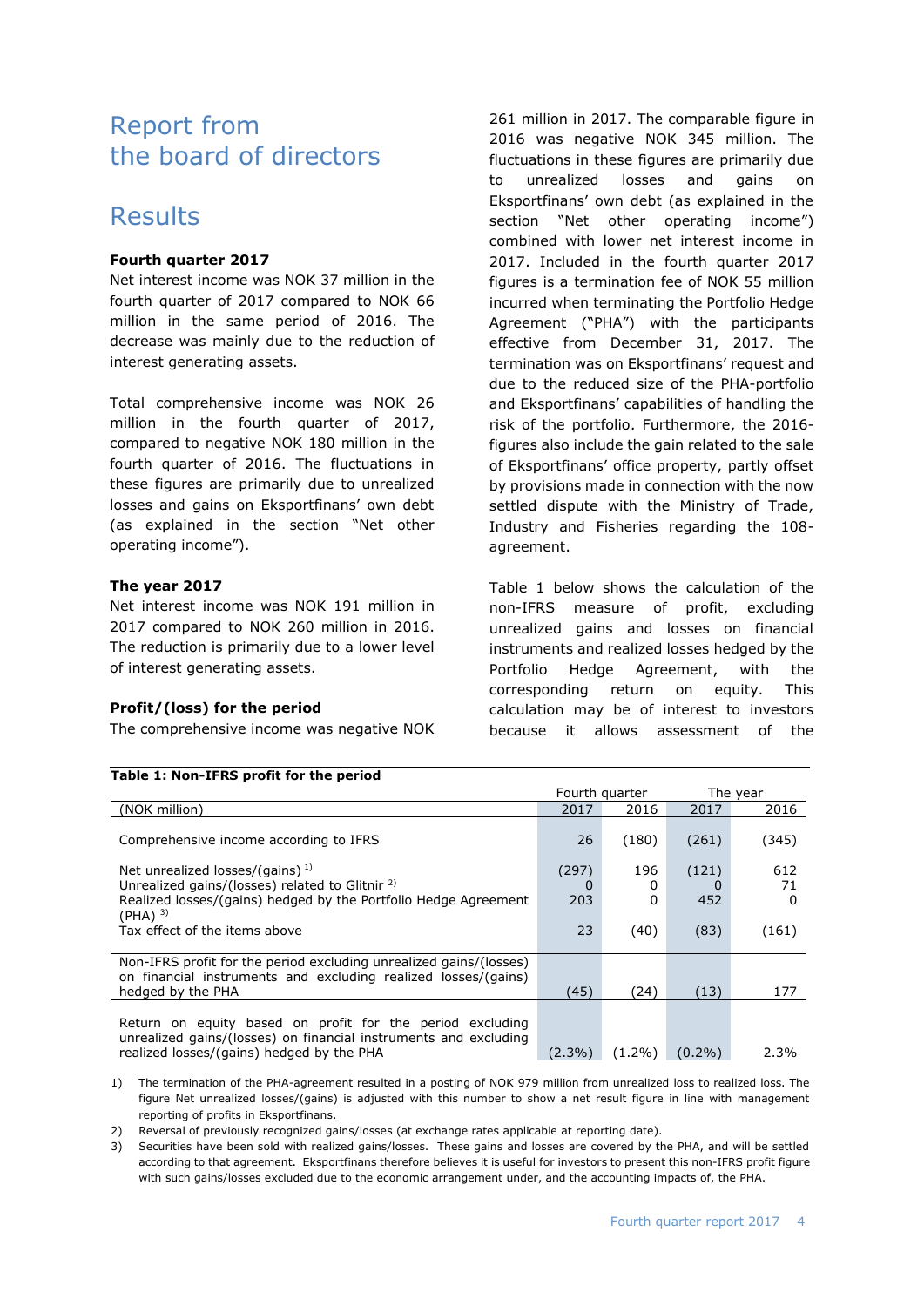# Report from the board of directors

## Results

**Fourth quarter 2017**

Net interest income was NOK 37 million in the fourth quarter of 2017 compared to NOK 66 million in the same period of 2016. The decrease was mainly due to the reduction of interest generating assets.

Total comprehensive income was NOK 26 million in the fourth quarter of 2017, compared to negative NOK 180 million in the fourth quarter of 2016. The fluctuations in these figures are primarily due to unrealized losses and gains on Eksportfinans' own debt (as explained in the section "Net other operating income").

**The year 2017**

Net interest income was NOK 191 million in 2017 compared to NOK 260 million in 2016. The reduction is primarily due to a lower level of interest generating assets.

**Profit/(loss) for the period**

The comprehensive income was negative NOK 261 million in 2017. The comparable figure in 2016 was negative NOK 345 million. The fluctuations in these figures are primarily due to unrealized losses and gains on Eksportfinans' own debt (as explained in the section "Net other operating income") combined with lower net interest income in 2017. Included in the fourth quarter 2017 figures is a termination fee of NOK 55 million incurred when terminating the Portfolio Hedge Agreement ("PHA") with the participants effective from December 31, 2017. The termination was on Eksportfinans' request and due to the reduced size of the PHA-portfolio and Eksportfinans' capabilities of handling the risk of the portfolio. Furthermore, the 2016-figures also include the gain related to the sale of Eksportfinans' office property, partly offset by provisions made in connection with the now settled dispute with the Ministry of Trade, Industry and Fisheries regarding the 108-agreement.

Table 1 below shows the calculation of the non-IFRS measure of profit, excluding unrealized gains and losses on financial instruments and realized losses hedged by the Portfolio Hedge Agreement, with the corresponding return on equity. This calculation may be of interest to investors because it allows assessment of the

**Table 1: Non-IFRS profit for the period**

| | Fourth quarter | | The year | |
|---|---|---|---|---|
| (NOK million) | 2017 | 2016 | 2017 | 2016 |
| Comprehensive income according to IFRS | 26 | (180) | (261) | (345) |
| Net unrealized losses/(gains) [1] | (297) | 196 | (121) | 612 |
| Unrealized gains/(losses) related to Glitnir [2] | 0 | 0 | 0 | 71 |
| Realized losses/(gains) hedged by the Portfolio Hedge Agreement (PHA) [3] | 203 | 0 | 452 | 0 |
| Tax effect of the items above | 23 | (40) | (83) | (161) |
| Non-IFRS profit for the period excluding unrealized gains/(losses) on financial instruments and excluding realized losses/(gains) hedged by the PHA | (45) | (24) | (13) | 177 |
| Return on equity based on profit for the period excluding unrealized gains/(losses) on financial instruments and excluding realized losses/(gains) hedged by the PHA | (2.3%) | (1.2%) | (0.2%) | 2.3% |

1) The termination of the PHA-agreement resulted in a posting of NOK 979 million from unrealized loss to realized loss. The figure Net unrealized losses/(gains) is adjusted with this number to show a net result figure in line with management reporting of profits in Eksportfinans.

2) Reversal of previously recognized gains/losses (at exchange rates applicable at reporting date).

3) Securities have been sold with realized gains/losses. These gains and losses are covered by the PHA, and will be settled according to that agreement. Eksportfinans therefore believes it is useful for investors to present this non-IFRS profit figure with such gains/losses excluded due to the economic arrangement under, and the accounting impacts of, the PHA.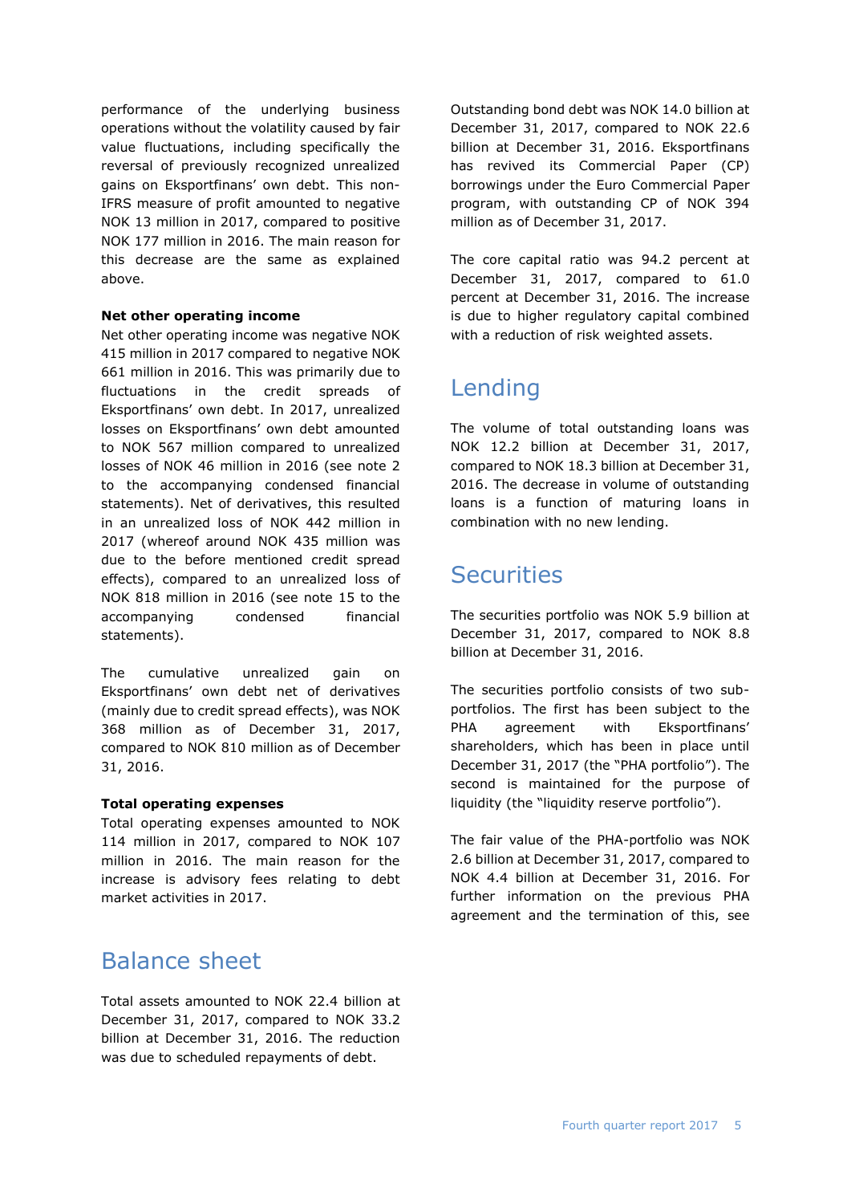performance of the underlying business operations without the volatility caused by fair value fluctuations, including specifically the reversal of previously recognized unrealized gains on Eksportfinans' own debt. This non-IFRS measure of profit amounted to negative NOK 13 million in 2017, compared to positive NOK 177 million in 2016. The main reason for this decrease are the same as explained above.

**Net other operating income**

Net other operating income was negative NOK 415 million in 2017 compared to negative NOK 661 million in 2016. This was primarily due to fluctuations in the credit spreads of Eksportfinans' own debt. In 2017, unrealized losses on Eksportfinans' own debt amounted to NOK 567 million compared to unrealized losses of NOK 46 million in 2016 (see note 2 to the accompanying condensed financial statements). Net of derivatives, this resulted in an unrealized loss of NOK 442 million in 2017 (whereof around NOK 435 million was due to the before mentioned credit spread effects), compared to an unrealized loss of NOK 818 million in 2016 (see note 15 to the accompanying condensed financial statements).

The cumulative unrealized gain on Eksportfinans' own debt net of derivatives (mainly due to credit spread effects), was NOK 368 million as of December 31, 2017, compared to NOK 810 million as of December 31, 2016.

**Total operating expenses**

Total operating expenses amounted to NOK 114 million in 2017, compared to NOK 107 million in 2016. The main reason for the increase is advisory fees relating to debt market activities in 2017.

# Balance sheet

Total assets amounted to NOK 22.4 billion at December 31, 2017, compared to NOK 33.2 billion at December 31, 2016. The reduction was due to scheduled repayments of debt.

Outstanding bond debt was NOK 14.0 billion at December 31, 2017, compared to NOK 22.6 billion at December 31, 2016. Eksportfinans has revived its Commercial Paper (CP) borrowings under the Euro Commercial Paper program, with outstanding CP of NOK 394 million as of December 31, 2017.

The core capital ratio was 94.2 percent at December 31, 2017, compared to 61.0 percent at December 31, 2016. The increase is due to higher regulatory capital combined with a reduction of risk weighted assets.

# Lending

The volume of total outstanding loans was NOK 12.2 billion at December 31, 2017, compared to NOK 18.3 billion at December 31, 2016. The decrease in volume of outstanding loans is a function of maturing loans in combination with no new lending.

# Securities

The securities portfolio was NOK 5.9 billion at December 31, 2017, compared to NOK 8.8 billion at December 31, 2016.

The securities portfolio consists of two sub-portfolios. The first has been subject to the PHA agreement with Eksportfinans' shareholders, which has been in place until December 31, 2017 (the "PHA portfolio"). The second is maintained for the purpose of liquidity (the "liquidity reserve portfolio").

The fair value of the PHA-portfolio was NOK 2.6 billion at December 31, 2017, compared to NOK 4.4 billion at December 31, 2016. For further information on the previous PHA agreement and the termination of this, see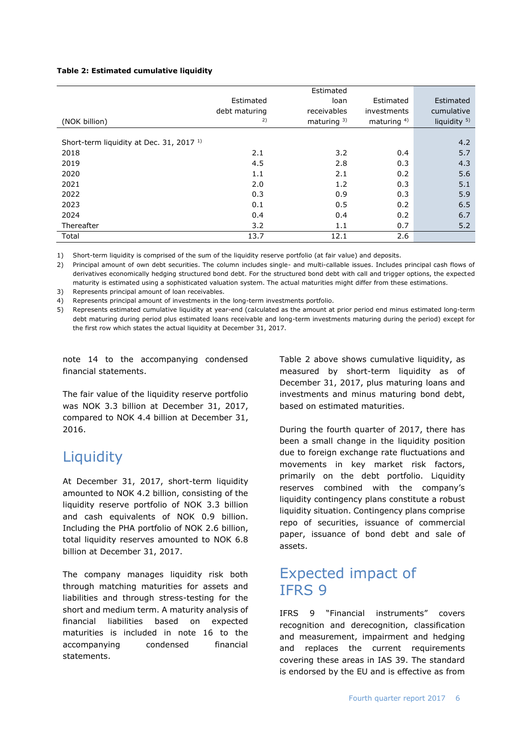**Table 2: Estimated cumulative liquidity**

| (NOK billion) | Estimated debt maturing [2] | Estimated loan receivables maturing [3] | Estimated investments maturing [4] | Estimated cumulative liquidity [5] |
|---|---|---|---|---|
| Short-term liquidity at Dec. 31, 2017 [1] | | | | 4.2 |
| 2018 | 2.1 | 3.2 | 0.4 | 5.7 |
| 2019 | 4.5 | 2.8 | 0.3 | 4.3 |
| 2020 | 1.1 | 2.1 | 0.2 | 5.6 |
| 2021 | 2.0 | 1.2 | 0.3 | 5.1 |
| 2022 | 0.3 | 0.9 | 0.3 | 5.9 |
| 2023 | 0.1 | 0.5 | 0.2 | 6.5 |
| 2024 | 0.4 | 0.4 | 0.2 | 6.7 |
| Thereafter | 3.2 | 1.1 | 0.7 | 5.2 |
| Total | 13.7 | 12.1 | 2.6 | |

1) Short-term liquidity is comprised of the sum of the liquidity reserve portfolio (at fair value) and deposits.
2) Principal amount of own debt securities. The column includes single- and multi-callable issues. Includes principal cash flows of derivatives economically hedging structured bond debt. For the structured bond debt with call and trigger options, the expected maturity is estimated using a sophisticated valuation system. The actual maturities might differ from these estimations.
3) Represents principal amount of loan receivables.
4) Represents principal amount of investments in the long-term investments portfolio.
5) Represents estimated cumulative liquidity at year-end (calculated as the amount at prior period end minus estimated long-term debt maturing during period plus estimated loans receivable and long-term investments maturing during the period) except for the first row which states the actual liquidity at December 31, 2017.

note 14 to the accompanying condensed financial statements.

The fair value of the liquidity reserve portfolio was NOK 3.3 billion at December 31, 2017, compared to NOK 4.4 billion at December 31, 2016.

## Liquidity

At December 31, 2017, short-term liquidity amounted to NOK 4.2 billion, consisting of the liquidity reserve portfolio of NOK 3.3 billion and cash and cash equivalents of NOK 0.9 billion. Including the PHA portfolio of NOK 2.6 billion, total liquidity reserves amounted to NOK 6.8 billion at December 31, 2017.

The company manages liquidity risk both through matching maturities for assets and liabilities and through stress-testing for the short and medium term. A maturity analysis of financial liabilities based on expected maturities is included in note 16 to the accompanying condensed financial statements.

Table 2 above shows cumulative liquidity, as measured by short-term liquidity as of December 31, 2017, plus maturing loans and investments and minus maturing bond debt, based on estimated maturities.

During the fourth quarter of 2017, there has been a small change in the liquidity position due to foreign exchange rate fluctuations and movements in key market risk factors, primarily on the debt portfolio. Liquidity reserves combined with the company's liquidity contingency plans constitute a robust liquidity situation. Contingency plans comprise repo of securities, issuance of commercial paper, issuance of bond debt and sale of assets.

## Expected impact of IFRS 9

IFRS 9 "Financial instruments" covers recognition and derecognition, classification and measurement, impairment and hedging and replaces the current requirements covering these areas in IAS 39. The standard is endorsed by the EU and is effective as from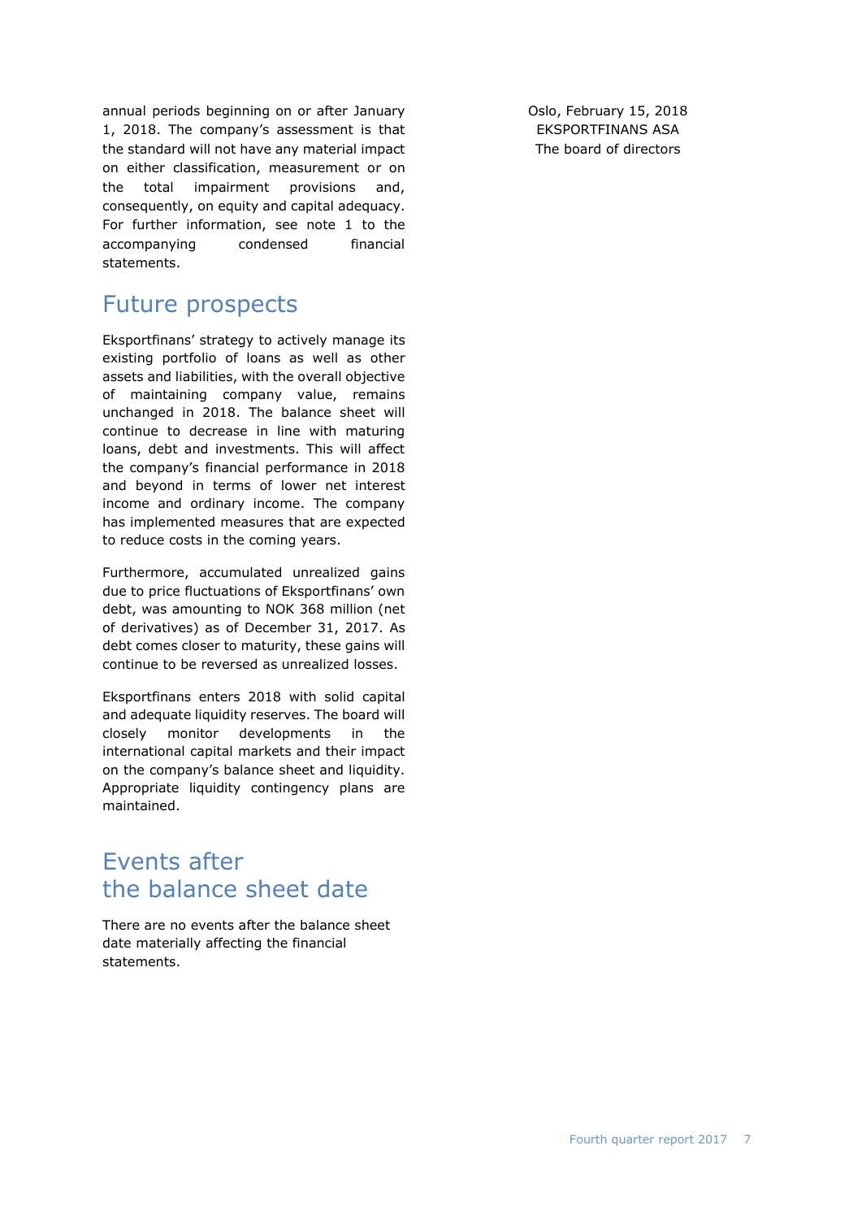annual periods beginning on or after January 1, 2018. The company's assessment is that the standard will not have any material impact on either classification, measurement or on the total impairment provisions and, consequently, on equity and capital adequacy. For further information, see note 1 to the accompanying condensed financial statements.

## Future prospects

Eksportfinans' strategy to actively manage its existing portfolio of loans as well as other assets and liabilities, with the overall objective of maintaining company value, remains unchanged in 2018. The balance sheet will continue to decrease in line with maturing loans, debt and investments. This will affect the company's financial performance in 2018 and beyond in terms of lower net interest income and ordinary income. The company has implemented measures that are expected to reduce costs in the coming years.

Furthermore, accumulated unrealized gains due to price fluctuations of Eksportfinans' own debt, was amounting to NOK 368 million (net of derivatives) as of December 31, 2017. As debt comes closer to maturity, these gains will continue to be reversed as unrealized losses.

Eksportfinans enters 2018 with solid capital and adequate liquidity reserves. The board will closely monitor developments in the international capital markets and their impact on the company's balance sheet and liquidity. Appropriate liquidity contingency plans are maintained.

## Events after the balance sheet date

There are no events after the balance sheet date materially affecting the financial statements.

Oslo, February 15, 2018
EKSPORTFINANS ASA
The board of directors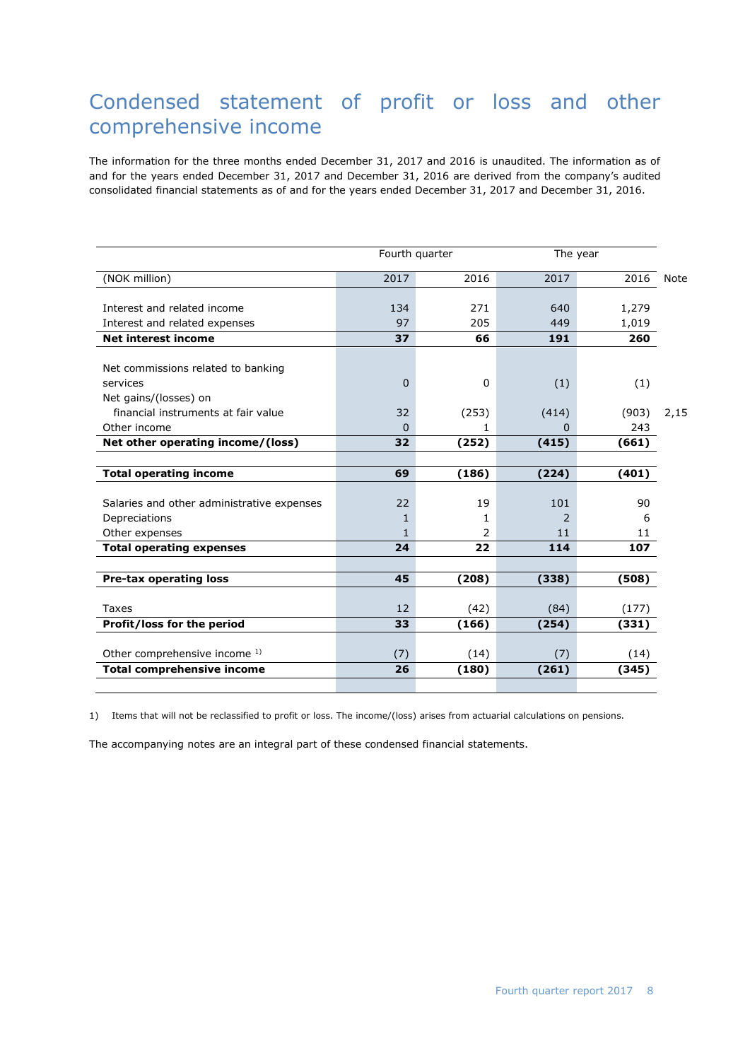# Condensed statement of profit or loss and other comprehensive income

The information for the three months ended December 31, 2017 and 2016 is unaudited. The information as of and for the years ended December 31, 2017 and December 31, 2016 are derived from the company's audited consolidated financial statements as of and for the years ended December 31, 2017 and December 31, 2016.

| | Fourth quarter | | The year | | |
|---|---|---|---|---|---|
| (NOK million) | 2017 | 2016 | 2017 | 2016 | Note |
| Interest and related income | 134 | 271 | 640 | 1,279 | |
| Interest and related expenses | 97 | 205 | 449 | 1,019 | |
| **Net interest income** | **37** | **66** | **191** | **260** | |
| Net commissions related to banking services | 0 | 0 | (1) | (1) | |
| Net gains/(losses) on financial instruments at fair value | 32 | (253) | (414) | (903) | 2,15 |
| Other income | 0 | 1 | 0 | 243 | |
| **Net other operating income/(loss)** | **32** | **(252)** | **(415)** | **(661)** | |
| **Total operating income** | **69** | **(186)** | **(224)** | **(401)** | |
| Salaries and other administrative expenses | 22 | 19 | 101 | 90 | |
| Depreciations | 1 | 1 | 2 | 6 | |
| Other expenses | 1 | 2 | 11 | 11 | |
| **Total operating expenses** | **24** | **22** | **114** | **107** | |
| **Pre-tax operating loss** | **45** | **(208)** | **(338)** | **(508)** | |
| Taxes | 12 | (42) | (84) | (177) | |
| **Profit/loss for the period** | **33** | **(166)** | **(254)** | **(331)** | |
| Other comprehensive income [1)] | (7) | (14) | (7) | (14) | |
| **Total comprehensive income** | **26** | **(180)** | **(261)** | **(345)** | |

1) Items that will not be reclassified to profit or loss. The income/(loss) arises from actuarial calculations on pensions.

The accompanying notes are an integral part of these condensed financial statements.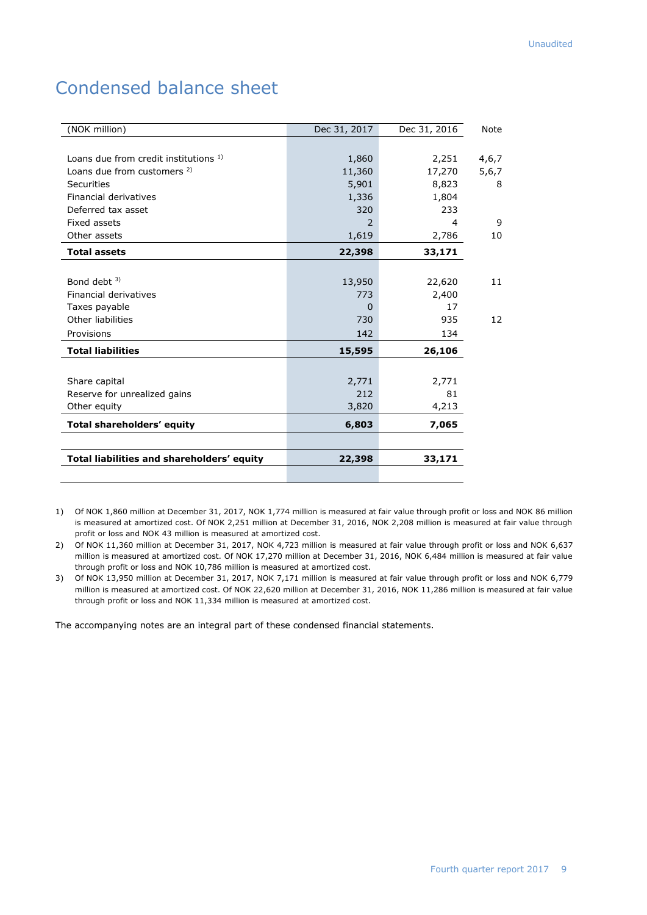Unaudited

# Condensed balance sheet

| (NOK million) | Dec 31, 2017 | Dec 31, 2016 | Note |
|---|---|---|---|
| Loans due from credit institutions [1] | 1,860 | 2,251 | 4,6,7 |
| Loans due from customers [2] | 11,360 | 17,270 | 5,6,7 |
| Securities | 5,901 | 8,823 | 8 |
| Financial derivatives | 1,336 | 1,804 | |
| Deferred tax asset | 320 | 233 | |
| Fixed assets | 2 | 4 | 9 |
| Other assets | 1,619 | 2,786 | 10 |
| **Total assets** | **22,398** | **33,171** | |
| | | | |
| Bond debt [3] | 13,950 | 22,620 | 11 |
| Financial derivatives | 773 | 2,400 | |
| Taxes payable | 0 | 17 | |
| Other liabilities | 730 | 935 | 12 |
| Provisions | 142 | 134 | |
| **Total liabilities** | **15,595** | **26,106** | |
| | | | |
| Share capital | 2,771 | 2,771 | |
| Reserve for unrealized gains | 212 | 81 | |
| Other equity | 3,820 | 4,213 | |
| **Total shareholders' equity** | **6,803** | **7,065** | |
| | | | |
| **Total liabilities and shareholders' equity** | **22,398** | **33,171** | |

1) Of NOK 1,860 million at December 31, 2017, NOK 1,774 million is measured at fair value through profit or loss and NOK 86 million is measured at amortized cost. Of NOK 2,251 million at December 31, 2016, NOK 2,208 million is measured at fair value through profit or loss and NOK 43 million is measured at amortized cost.

2) Of NOK 11,360 million at December 31, 2017, NOK 4,723 million is measured at fair value through profit or loss and NOK 6,637 million is measured at amortized cost. Of NOK 17,270 million at December 31, 2016, NOK 6,484 million is measured at fair value through profit or loss and NOK 10,786 million is measured at amortized cost.

3) Of NOK 13,950 million at December 31, 2017, NOK 7,171 million is measured at fair value through profit or loss and NOK 6,779 million is measured at amortized cost. Of NOK 22,620 million at December 31, 2016, NOK 11,286 million is measured at fair value through profit or loss and NOK 11,334 million is measured at amortized cost.

The accompanying notes are an integral part of these condensed financial statements.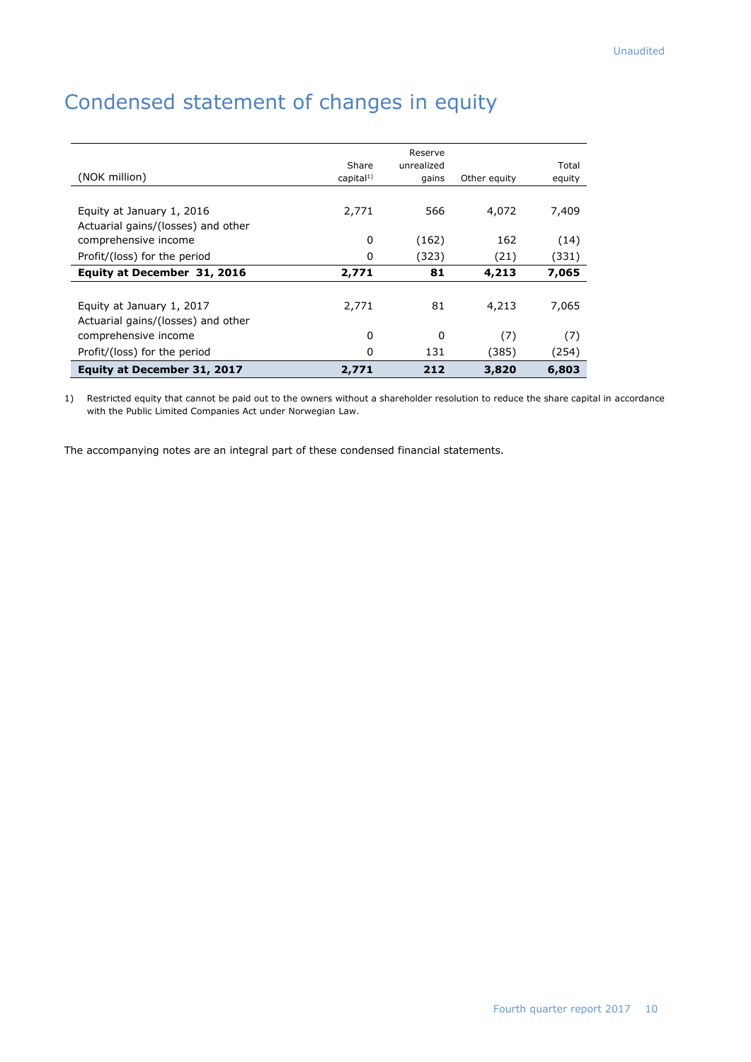# Condensed statement of changes in equity

| (NOK million) | Share capital[1)] | Reserve unrealized gains | Other equity | Total equity |
|---|---|---|---|---|
| Equity at January 1, 2016 | 2,771 | 566 | 4,072 | 7,409 |
| Actuarial gains/(losses) and other comprehensive income | 0 | (162) | 162 | (14) |
| Profit/(loss) for the period | 0 | (323) | (21) | (331) |
| **Equity at December 31, 2016** | **2,771** | **81** | **4,213** | **7,065** |
| | | | | |
| Equity at January 1, 2017 | 2,771 | 81 | 4,213 | 7,065 |
| Actuarial gains/(losses) and other comprehensive income | 0 | 0 | (7) | (7) |
| Profit/(loss) for the period | 0 | 131 | (385) | (254) |
| **Equity at December 31, 2017** | **2,771** | **212** | **3,820** | **6,803** |

1) Restricted equity that cannot be paid out to the owners without a shareholder resolution to reduce the share capital in accordance with the Public Limited Companies Act under Norwegian Law.

The accompanying notes are an integral part of these condensed financial statements.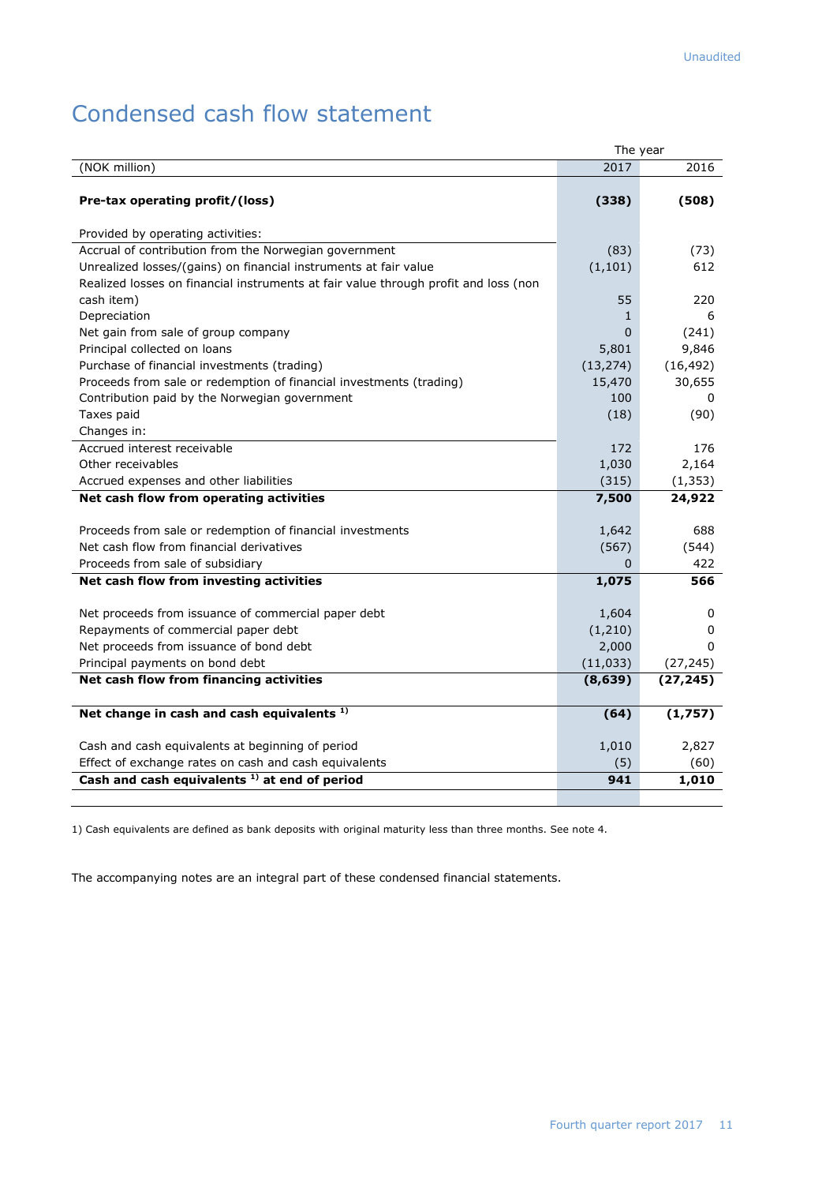Unaudited

# Condensed cash flow statement

| (NOK million) | The year 2017 | 2016 |
|---|---|---|
| **Pre-tax operating profit/(loss)** | **(338)** | **(508)** |
| Provided by operating activities: | | |
| Accrual of contribution from the Norwegian government | (83) | (73) |
| Unrealized losses/(gains) on financial instruments at fair value | (1,101) | 612 |
| Realized losses on financial instruments at fair value through profit and loss (non cash item) | 55 | 220 |
| Depreciation | 1 | 6 |
| Net gain from sale of group company | 0 | (241) |
| Principal collected on loans | 5,801 | 9,846 |
| Purchase of financial investments (trading) | (13,274) | (16,492) |
| Proceeds from sale or redemption of financial investments (trading) | 15,470 | 30,655 |
| Contribution paid by the Norwegian government | 100 | 0 |
| Taxes paid | (18) | (90) |
| Changes in: | | |
| Accrued interest receivable | 172 | 176 |
| Other receivables | 1,030 | 2,164 |
| Accrued expenses and other liabilities | (315) | (1,353) |
| **Net cash flow from operating activities** | **7,500** | **24,922** |
| Proceeds from sale or redemption of financial investments | 1,642 | 688 |
| Net cash flow from financial derivatives | (567) | (544) |
| Proceeds from sale of subsidiary | 0 | 422 |
| **Net cash flow from investing activities** | **1,075** | **566** |
| Net proceeds from issuance of commercial paper debt | 1,604 | 0 |
| Repayments of commercial paper debt | (1,210) | 0 |
| Net proceeds from issuance of bond debt | 2,000 | 0 |
| Principal payments on bond debt | (11,033) | (27,245) |
| **Net cash flow from financing activities** | **(8,639)** | **(27,245)** |
| **Net change in cash and cash equivalents [1]** | **(64)** | **(1,757)** |
| Cash and cash equivalents at beginning of period | 1,010 | 2,827 |
| Effect of exchange rates on cash and cash equivalents | (5) | (60) |
| **Cash and cash equivalents [1] at end of period** | **941** | **1,010** |

1) Cash equivalents are defined as bank deposits with original maturity less than three months. See note 4.

The accompanying notes are an integral part of these condensed financial statements.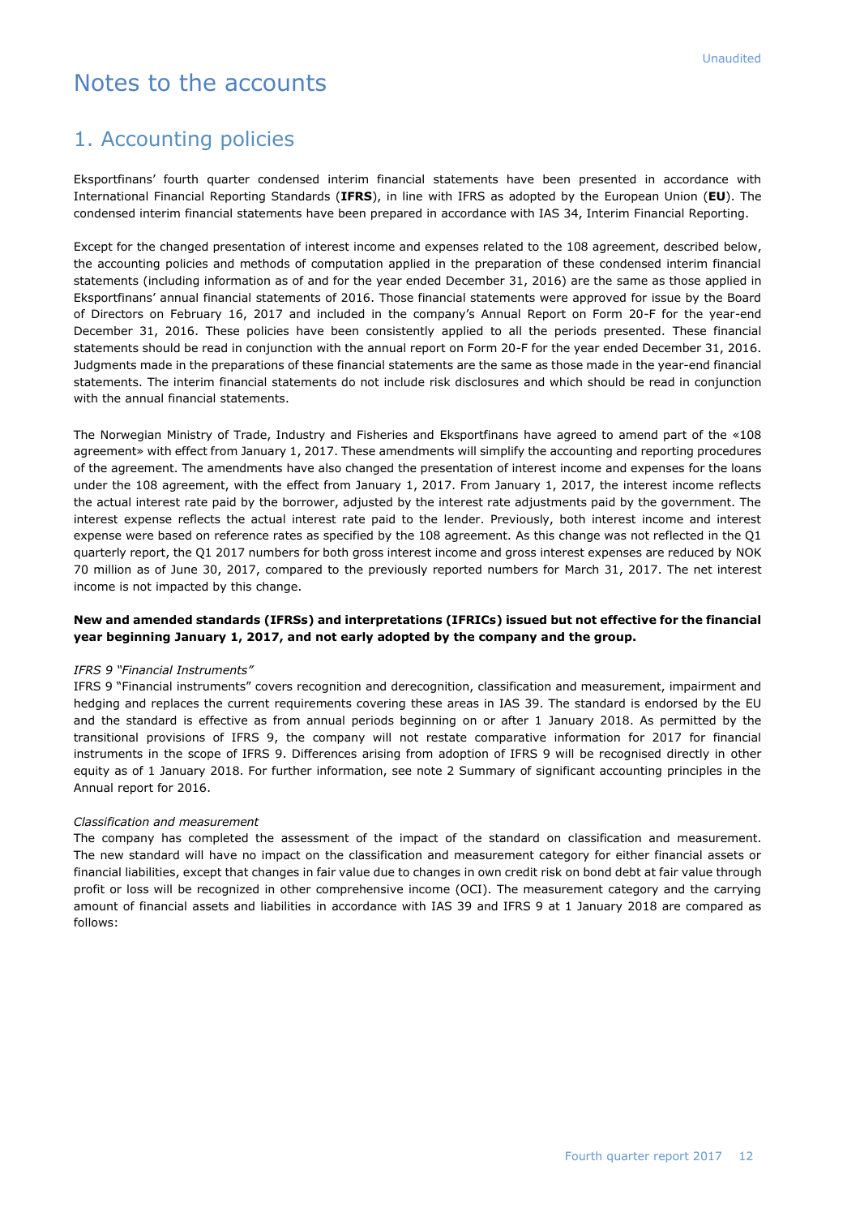# Notes to the accounts

## 1. Accounting policies

Eksportfinans' fourth quarter condensed interim financial statements have been presented in accordance with International Financial Reporting Standards (**IFRS**), in line with IFRS as adopted by the European Union (**EU**). The condensed interim financial statements have been prepared in accordance with IAS 34, Interim Financial Reporting.

Except for the changed presentation of interest income and expenses related to the 108 agreement, described below, the accounting policies and methods of computation applied in the preparation of these condensed interim financial statements (including information as of and for the year ended December 31, 2016) are the same as those applied in Eksportfinans' annual financial statements of 2016. Those financial statements were approved for issue by the Board of Directors on February 16, 2017 and included in the company's Annual Report on Form 20-F for the year-end December 31, 2016. These policies have been consistently applied to all the periods presented. These financial statements should be read in conjunction with the annual report on Form 20-F for the year ended December 31, 2016. Judgments made in the preparations of these financial statements are the same as those made in the year-end financial statements. The interim financial statements do not include risk disclosures and which should be read in conjunction with the annual financial statements.

The Norwegian Ministry of Trade, Industry and Fisheries and Eksportfinans have agreed to amend part of the «108 agreement» with effect from January 1, 2017. These amendments will simplify the accounting and reporting procedures of the agreement. The amendments have also changed the presentation of interest income and expenses for the loans under the 108 agreement, with the effect from January 1, 2017. From January 1, 2017, the interest income reflects the actual interest rate paid by the borrower, adjusted by the interest rate adjustments paid by the government. The interest expense reflects the actual interest rate paid to the lender. Previously, both interest income and interest expense were based on reference rates as specified by the 108 agreement. As this change was not reflected in the Q1 quarterly report, the Q1 2017 numbers for both gross interest income and gross interest expenses are reduced by NOK 70 million as of June 30, 2017, compared to the previously reported numbers for March 31, 2017. The net interest income is not impacted by this change.

**New and amended standards (IFRSs) and interpretations (IFRICs) issued but not effective for the financial year beginning January 1, 2017, and not early adopted by the company and the group.**

*IFRS 9 "Financial Instruments"*

IFRS 9 "Financial instruments" covers recognition and derecognition, classification and measurement, impairment and hedging and replaces the current requirements covering these areas in IAS 39. The standard is endorsed by the EU and the standard is effective as from annual periods beginning on or after 1 January 2018. As permitted by the transitional provisions of IFRS 9, the company will not restate comparative information for 2017 for financial instruments in the scope of IFRS 9. Differences arising from adoption of IFRS 9 will be recognised directly in other equity as of 1 January 2018. For further information, see note 2 Summary of significant accounting principles in the Annual report for 2016.

*Classification and measurement*

The company has completed the assessment of the impact of the standard on classification and measurement. The new standard will have no impact on the classification and measurement category for either financial assets or financial liabilities, except that changes in fair value due to changes in own credit risk on bond debt at fair value through profit or loss will be recognized in other comprehensive income (OCI). The measurement category and the carrying amount of financial assets and liabilities in accordance with IAS 39 and IFRS 9 at 1 January 2018 are compared as follows: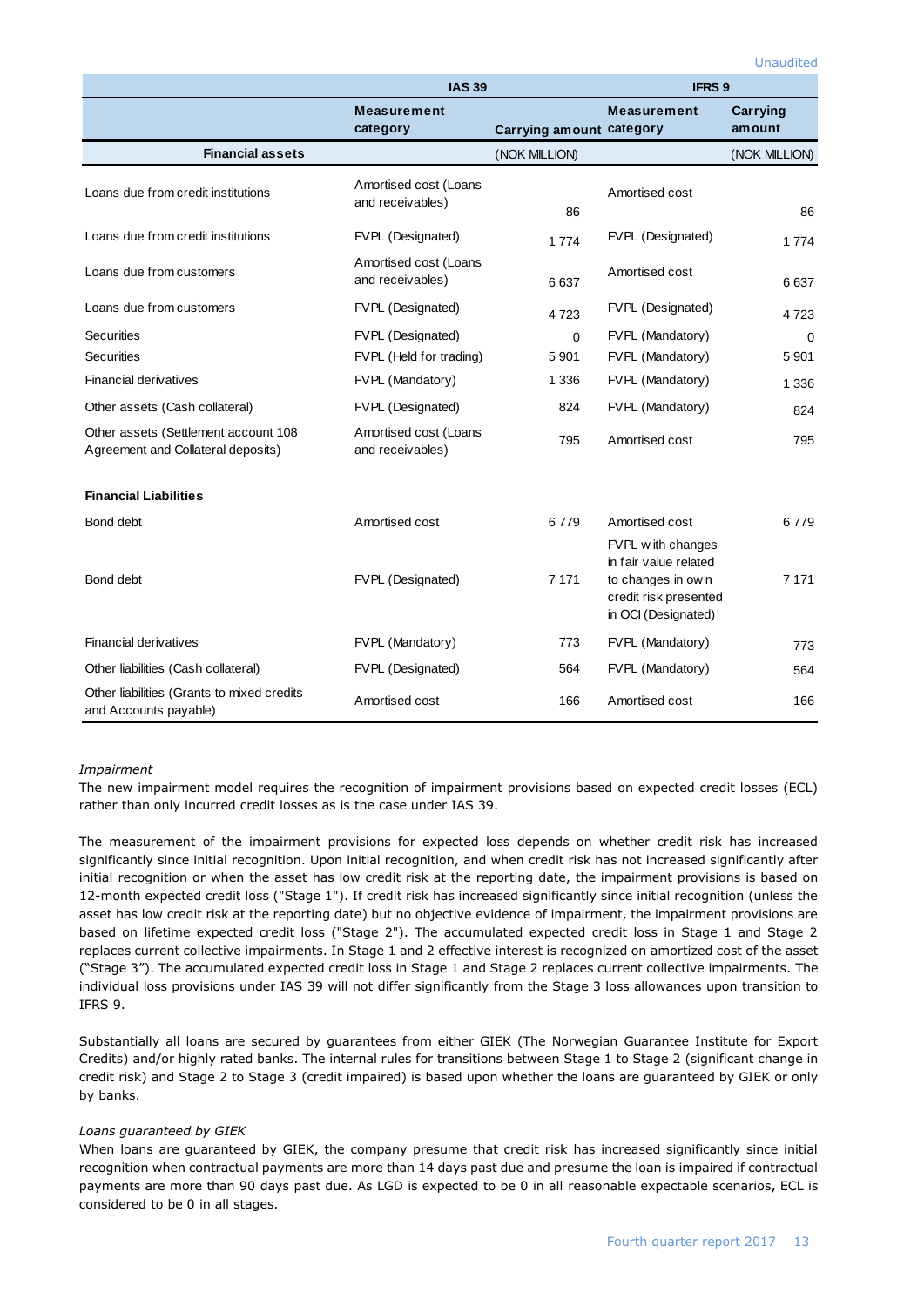Unaudited

| | IAS 39 | | IFRS 9 | |
|---|---|---|---|---|
| | **Measurement category** | **Carrying amount** | **Measurement category** | **Carrying amount** |
| **Financial assets** | | (NOK MILLION) | | (NOK MILLION) |
| Loans due from credit institutions | Amortised cost (Loans and receivables) | 86 | Amortised cost | 86 |
| Loans due from credit institutions | FVPL (Designated) | 1 774 | FVPL (Designated) | 1 774 |
| Loans due from customers | Amortised cost (Loans and receivables) | 6 637 | Amortised cost | 6 637 |
| Loans due from customers | FVPL (Designated) | 4 723 | FVPL (Designated) | 4 723 |
| Securities | FVPL (Designated) | 0 | FVPL (Mandatory) | 0 |
| Securities | FVPL (Held for trading) | 5 901 | FVPL (Mandatory) | 5 901 |
| Financial derivatives | FVPL (Mandatory) | 1 336 | FVPL (Mandatory) | 1 336 |
| Other assets (Cash collateral) | FVPL (Designated) | 824 | FVPL (Mandatory) | 824 |
| Other assets (Settlement account 108 Agreement and Collateral deposits) | Amortised cost (Loans and receivables) | 795 | Amortised cost | 795 |
| **Financial Liabilities** | | | | |
| Bond debt | Amortised cost | 6 779 | Amortised cost | 6 779 |
| Bond debt | FVPL (Designated) | 7 171 | FVPL with changes in fair value related to changes in own credit risk presented in OCI (Designated) | 7 171 |
| Financial derivatives | FVPL (Mandatory) | 773 | FVPL (Mandatory) | 773 |
| Other liabilities (Cash collateral) | FVPL (Designated) | 564 | FVPL (Mandatory) | 564 |
| Other liabilities (Grants to mixed credits and Accounts payable) | Amortised cost | 166 | Amortised cost | 166 |

*Impairment*

The new impairment model requires the recognition of impairment provisions based on expected credit losses (ECL) rather than only incurred credit losses as is the case under IAS 39.

The measurement of the impairment provisions for expected loss depends on whether credit risk has increased significantly since initial recognition. Upon initial recognition, and when credit risk has not increased significantly after initial recognition or when the asset has low credit risk at the reporting date, the impairment provisions is based on 12-month expected credit loss ("Stage 1"). If credit risk has increased significantly since initial recognition (unless the asset has low credit risk at the reporting date) but no objective evidence of impairment, the impairment provisions are based on lifetime expected credit loss ("Stage 2"). The accumulated expected credit loss in Stage 1 and Stage 2 replaces current collective impairments. In Stage 1 and 2 effective interest is recognized on amortized cost of the asset ("Stage 3"). The accumulated expected credit loss in Stage 1 and Stage 2 replaces current collective impairments. The individual loss provisions under IAS 39 will not differ significantly from the Stage 3 loss allowances upon transition to IFRS 9.

Substantially all loans are secured by guarantees from either GIEK (The Norwegian Guarantee Institute for Export Credits) and/or highly rated banks. The internal rules for transitions between Stage 1 to Stage 2 (significant change in credit risk) and Stage 2 to Stage 3 (credit impaired) is based upon whether the loans are guaranteed by GIEK or only by banks.

*Loans guaranteed by GIEK*

When loans are guaranteed by GIEK, the company presume that credit risk has increased significantly since initial recognition when contractual payments are more than 14 days past due and presume the loan is impaired if contractual payments are more than 90 days past due. As LGD is expected to be 0 in all reasonable expectable scenarios, ECL is considered to be 0 in all stages.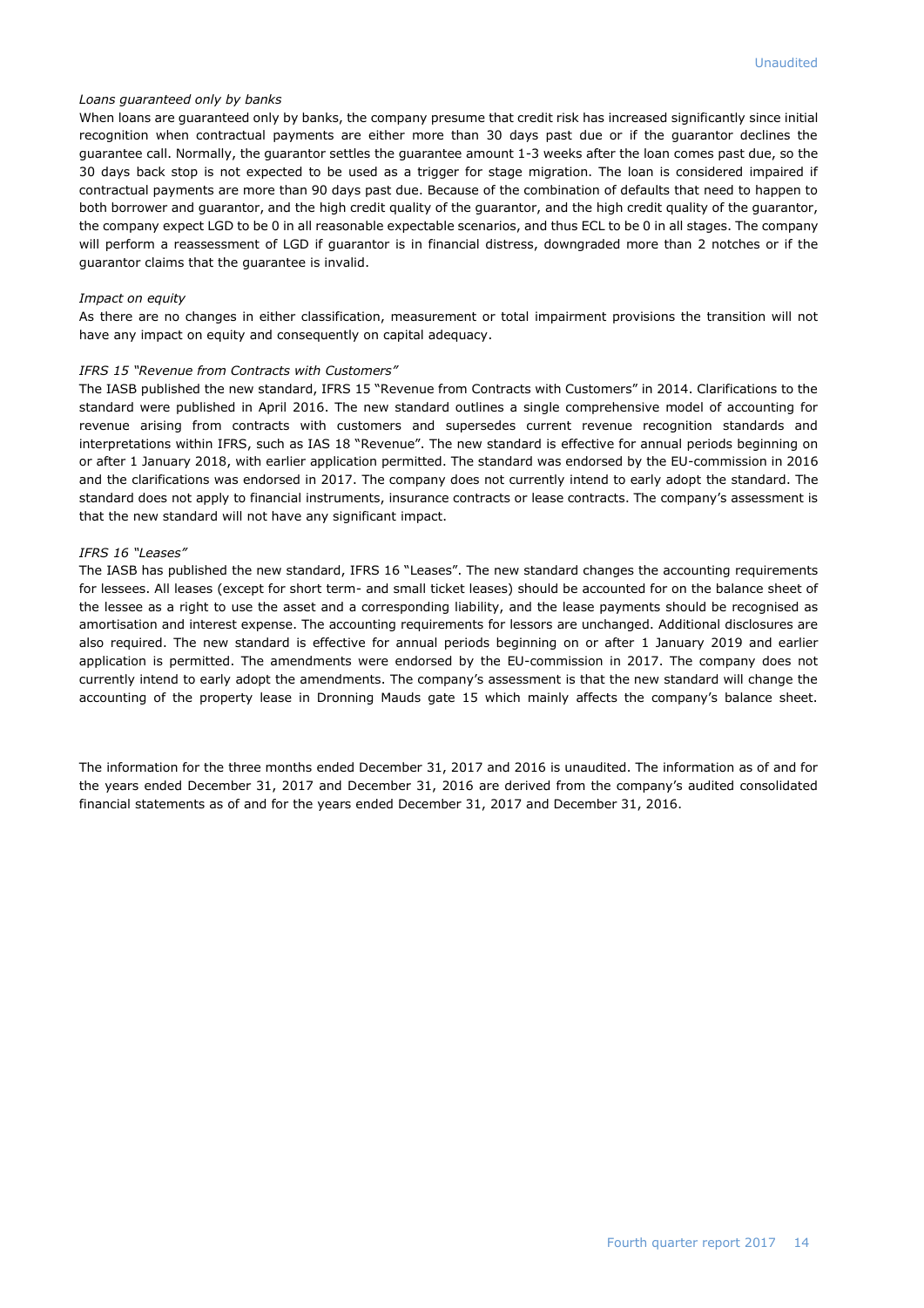*Loans guaranteed only by banks*

When loans are guaranteed only by banks, the company presume that credit risk has increased significantly since initial recognition when contractual payments are either more than 30 days past due or if the guarantor declines the guarantee call. Normally, the guarantor settles the guarantee amount 1-3 weeks after the loan comes past due, so the 30 days back stop is not expected to be used as a trigger for stage migration. The loan is considered impaired if contractual payments are more than 90 days past due. Because of the combination of defaults that need to happen to both borrower and guarantor, and the high credit quality of the guarantor, and the high credit quality of the guarantor, the company expect LGD to be 0 in all reasonable expectable scenarios, and thus ECL to be 0 in all stages. The company will perform a reassessment of LGD if guarantor is in financial distress, downgraded more than 2 notches or if the guarantor claims that the guarantee is invalid.

*Impact on equity*

As there are no changes in either classification, measurement or total impairment provisions the transition will not have any impact on equity and consequently on capital adequacy.

*IFRS 15 "Revenue from Contracts with Customers"*

The IASB published the new standard, IFRS 15 "Revenue from Contracts with Customers" in 2014. Clarifications to the standard were published in April 2016. The new standard outlines a single comprehensive model of accounting for revenue arising from contracts with customers and supersedes current revenue recognition standards and interpretations within IFRS, such as IAS 18 "Revenue". The new standard is effective for annual periods beginning on or after 1 January 2018, with earlier application permitted. The standard was endorsed by the EU-commission in 2016 and the clarifications was endorsed in 2017. The company does not currently intend to early adopt the standard. The standard does not apply to financial instruments, insurance contracts or lease contracts. The company's assessment is that the new standard will not have any significant impact.

*IFRS 16 "Leases"*

The IASB has published the new standard, IFRS 16 "Leases". The new standard changes the accounting requirements for lessees. All leases (except for short term- and small ticket leases) should be accounted for on the balance sheet of the lessee as a right to use the asset and a corresponding liability, and the lease payments should be recognised as amortisation and interest expense. The accounting requirements for lessors are unchanged. Additional disclosures are also required. The new standard is effective for annual periods beginning on or after 1 January 2019 and earlier application is permitted. The amendments were endorsed by the EU-commission in 2017. The company does not currently intend to early adopt the amendments. The company's assessment is that the new standard will change the accounting of the property lease in Dronning Mauds gate 15 which mainly affects the company's balance sheet.

The information for the three months ended December 31, 2017 and 2016 is unaudited. The information as of and for the years ended December 31, 2017 and December 31, 2016 are derived from the company's audited consolidated financial statements as of and for the years ended December 31, 2017 and December 31, 2016.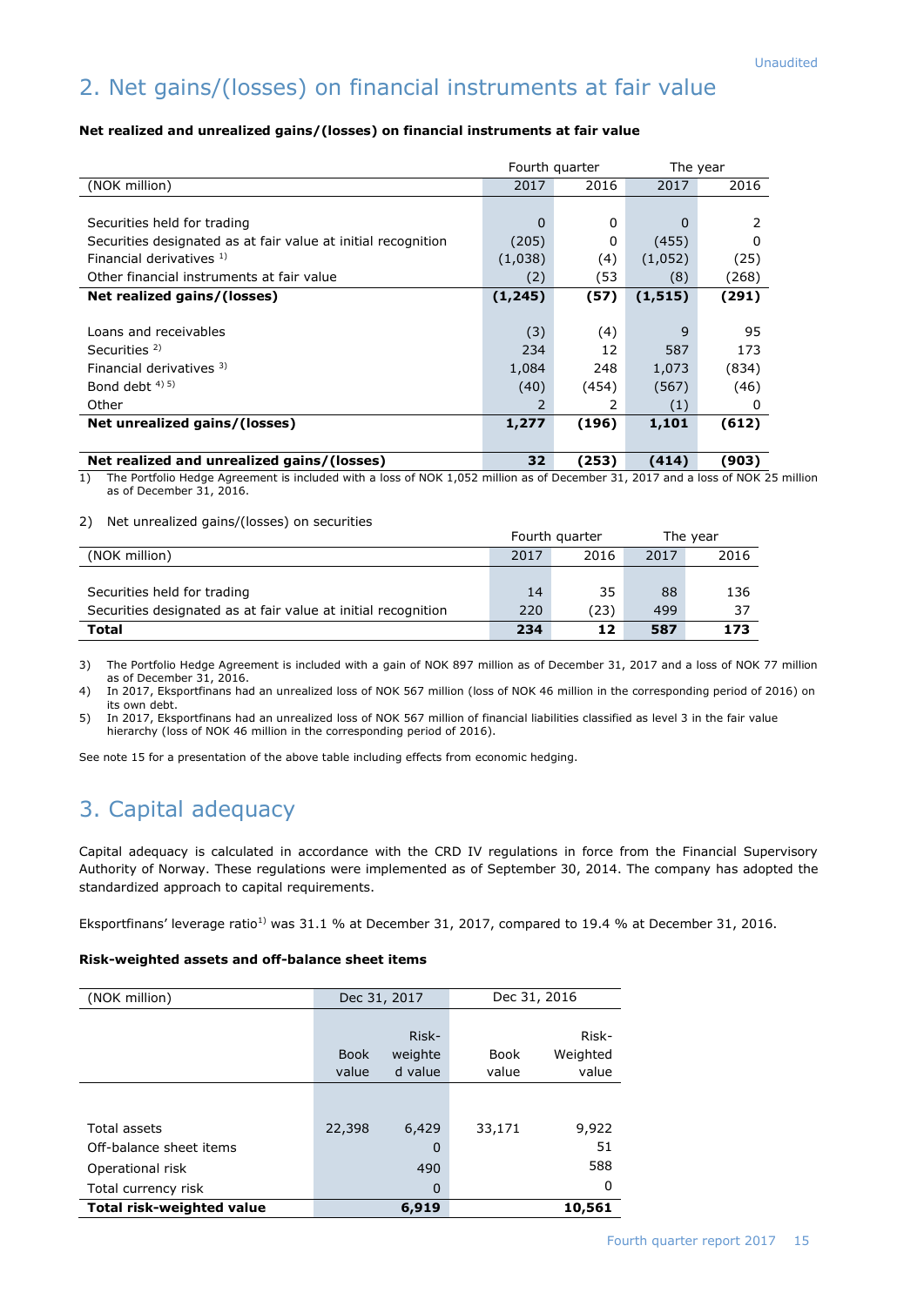Unaudited

# 2. Net gains/(losses) on financial instruments at fair value

**Net realized and unrealized gains/(losses) on financial instruments at fair value**

| | Fourth quarter | | The year | |
|---|---|---|---|---|
| (NOK million) | 2017 | 2016 | 2017 | 2016 |
| Securities held for trading | 0 | 0 | 0 | 2 |
| Securities designated as at fair value at initial recognition | (205) | 0 | (455) | 0 |
| Financial derivatives [1] | (1,038) | (4) | (1,052) | (25) |
| Other financial instruments at fair value | (2) | (53 | (8) | (268) |
| **Net realized gains/(losses)** | **(1,245)** | **(57)** | **(1,515)** | **(291)** |
| Loans and receivables | (3) | (4) | 9 | 95 |
| Securities [2] | 234 | 12 | 587 | 173 |
| Financial derivatives [3] | 1,084 | 248 | 1,073 | (834) |
| Bond debt [4) 5)] | (40) | (454) | (567) | (46) |
| Other | 2 | 2 | (1) | 0 |
| **Net unrealized gains/(losses)** | **1,277** | **(196)** | **1,101** | **(612)** |
| **Net realized and unrealized gains/(losses)** | **32** | **(253)** | **(414)** | **(903)** |

1) The Portfolio Hedge Agreement is included with a loss of NOK 1,052 million as of December 31, 2017 and a loss of NOK 25 million as of December 31, 2016.

2) Net unrealized gains/(losses) on securities

| | Fourth quarter | | The year | |
|---|---|---|---|---|
| (NOK million) | 2017 | 2016 | 2017 | 2016 |
| Securities held for trading | 14 | 35 | 88 | 136 |
| Securities designated as at fair value at initial recognition | 220 | (23) | 499 | 37 |
| **Total** | **234** | **12** | **587** | **173** |

3) The Portfolio Hedge Agreement is included with a gain of NOK 897 million as of December 31, 2017 and a loss of NOK 77 million as of December 31, 2016.

4) In 2017, Eksportfinans had an unrealized loss of NOK 567 million (loss of NOK 46 million in the corresponding period of 2016) on its own debt.

5) In 2017, Eksportfinans had an unrealized loss of NOK 567 million of financial liabilities classified as level 3 in the fair value hierarchy (loss of NOK 46 million in the corresponding period of 2016).

See note 15 for a presentation of the above table including effects from economic hedging.

# 3. Capital adequacy

Capital adequacy is calculated in accordance with the CRD IV regulations in force from the Financial Supervisory Authority of Norway. These regulations were implemented as of September 30, 2014. The company has adopted the standardized approach to capital requirements.

Eksportfinans' leverage ratio[1] was 31.1 % at December 31, 2017, compared to 19.4 % at December 31, 2016.

**Risk-weighted assets and off-balance sheet items**

| (NOK million) | Dec 31, 2017 | | Dec 31, 2016 | |
|---|---|---|---|---|
| | Book value | Risk-weighted value | Book value | Risk-Weighted value |
| Total assets | 22,398 | 6,429 | 33,171 | 9,922 |
| Off-balance sheet items | | 0 | | 51 |
| Operational risk | | 490 | | 588 |
| Total currency risk | | 0 | | 0 |
| **Total risk-weighted value** | | **6,919** | | **10,561** |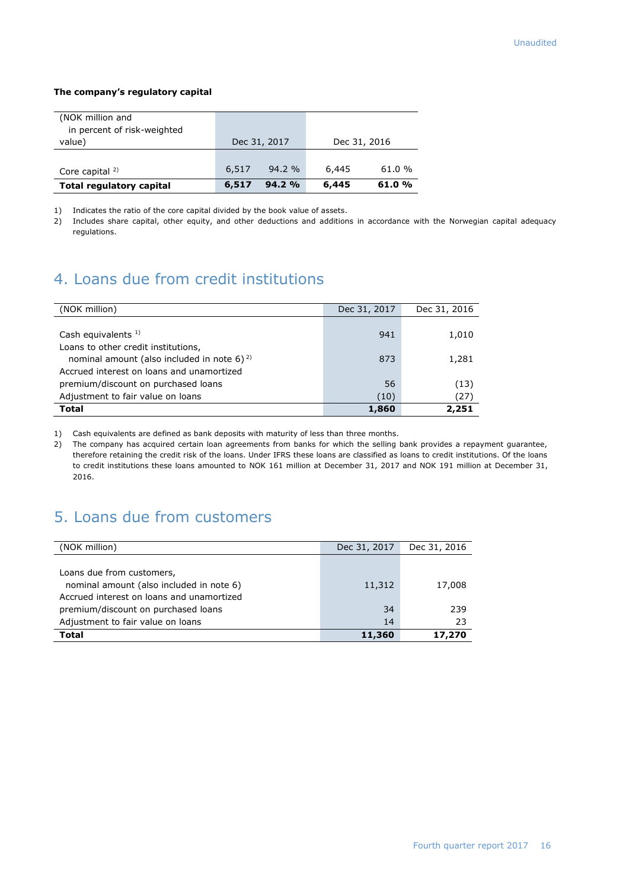Unaudited

**The company's regulatory capital**

| (NOK million and in percent of risk-weighted value) | Dec 31, 2017 | | Dec 31, 2016 | |
|---|---|---|---|---|
| Core capital [2] | 6,517 | 94.2 % | 6,445 | 61.0 % |
| **Total regulatory capital** | **6,517** | **94.2 %** | **6,445** | **61.0 %** |

1) Indicates the ratio of the core capital divided by the book value of assets.
2) Includes share capital, other equity, and other deductions and additions in accordance with the Norwegian capital adequacy regulations.

## 4. Loans due from credit institutions

| (NOK million) | Dec 31, 2017 | Dec 31, 2016 |
|---|---|---|
| Cash equivalents [1] | 941 | 1,010 |
| Loans to other credit institutions, nominal amount (also included in note 6) [2] | 873 | 1,281 |
| Accrued interest on loans and unamortized premium/discount on purchased loans | 56 | (13) |
| Adjustment to fair value on loans | (10) | (27) |
| **Total** | **1,860** | **2,251** |

1) Cash equivalents are defined as bank deposits with maturity of less than three months.
2) The company has acquired certain loan agreements from banks for which the selling bank provides a repayment guarantee, therefore retaining the credit risk of the loans. Under IFRS these loans are classified as loans to credit institutions. Of the loans to credit institutions these loans amounted to NOK 161 million at December 31, 2017 and NOK 191 million at December 31, 2016.

## 5. Loans due from customers

| (NOK million) | Dec 31, 2017 | Dec 31, 2016 |
|---|---|---|
| Loans due from customers, nominal amount (also included in note 6) | 11,312 | 17,008 |
| Accrued interest on loans and unamortized premium/discount on purchased loans | 34 | 239 |
| Adjustment to fair value on loans | 14 | 23 |
| **Total** | **11,360** | **17,270** |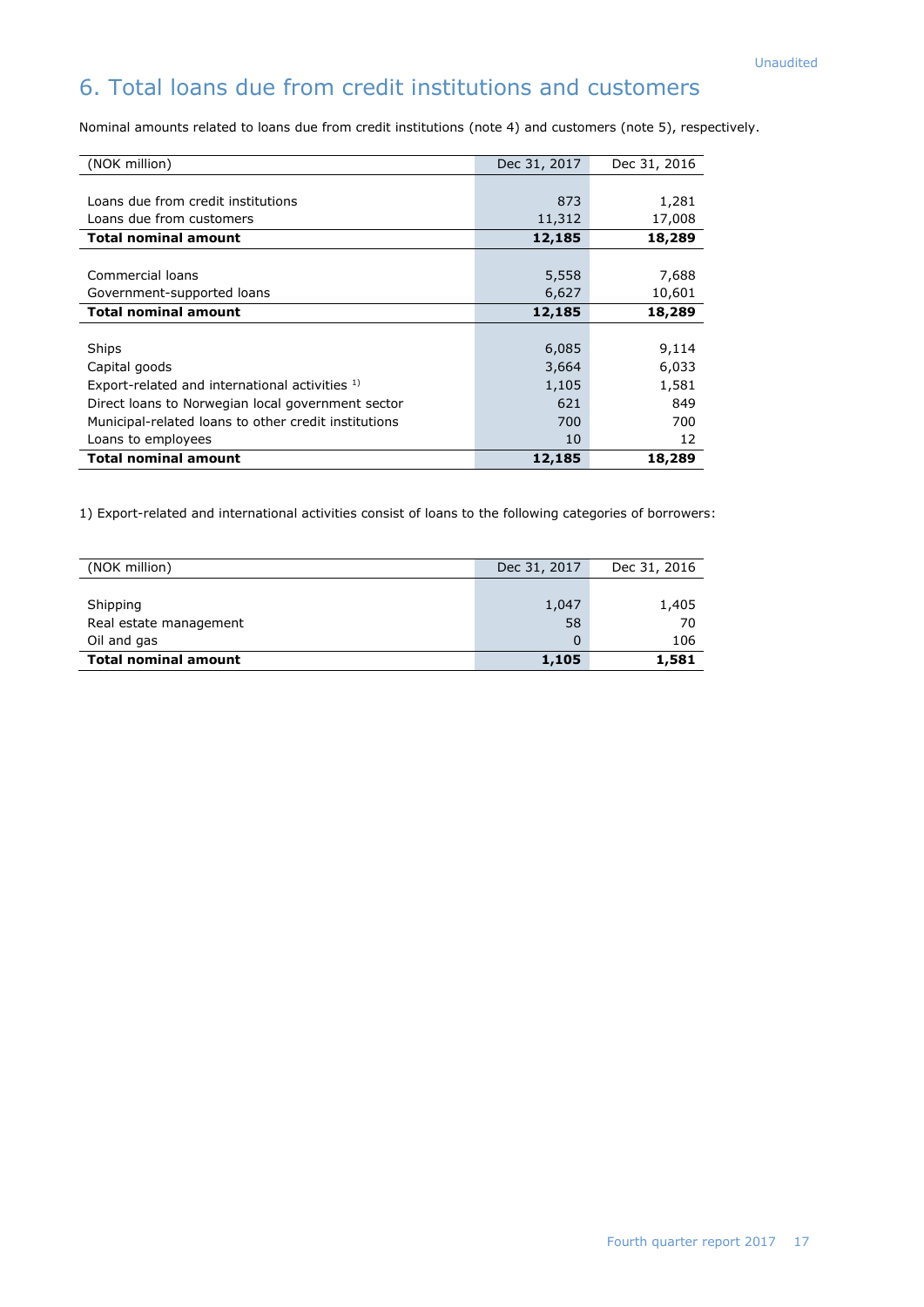Unaudited

# 6. Total loans due from credit institutions and customers

Nominal amounts related to loans due from credit institutions (note 4) and customers (note 5), respectively.

| (NOK million) | Dec 31, 2017 | Dec 31, 2016 |
|---|---|---|
| Loans due from credit institutions | 873 | 1,281 |
| Loans due from customers | 11,312 | 17,008 |
| **Total nominal amount** | **12,185** | **18,289** |
| Commercial loans | 5,558 | 7,688 |
| Government-supported loans | 6,627 | 10,601 |
| **Total nominal amount** | **12,185** | **18,289** |
| Ships | 6,085 | 9,114 |
| Capital goods | 3,664 | 6,033 |
| Export-related and international activities [1] | 1,105 | 1,581 |
| Direct loans to Norwegian local government sector | 621 | 849 |
| Municipal-related loans to other credit institutions | 700 | 700 |
| Loans to employees | 10 | 12 |
| **Total nominal amount** | **12,185** | **18,289** |

1) Export-related and international activities consist of loans to the following categories of borrowers:

| (NOK million) | Dec 31, 2017 | Dec 31, 2016 |
|---|---|---|
| Shipping | 1,047 | 1,405 |
| Real estate management | 58 | 70 |
| Oil and gas | 0 | 106 |
| **Total nominal amount** | **1,105** | **1,581** |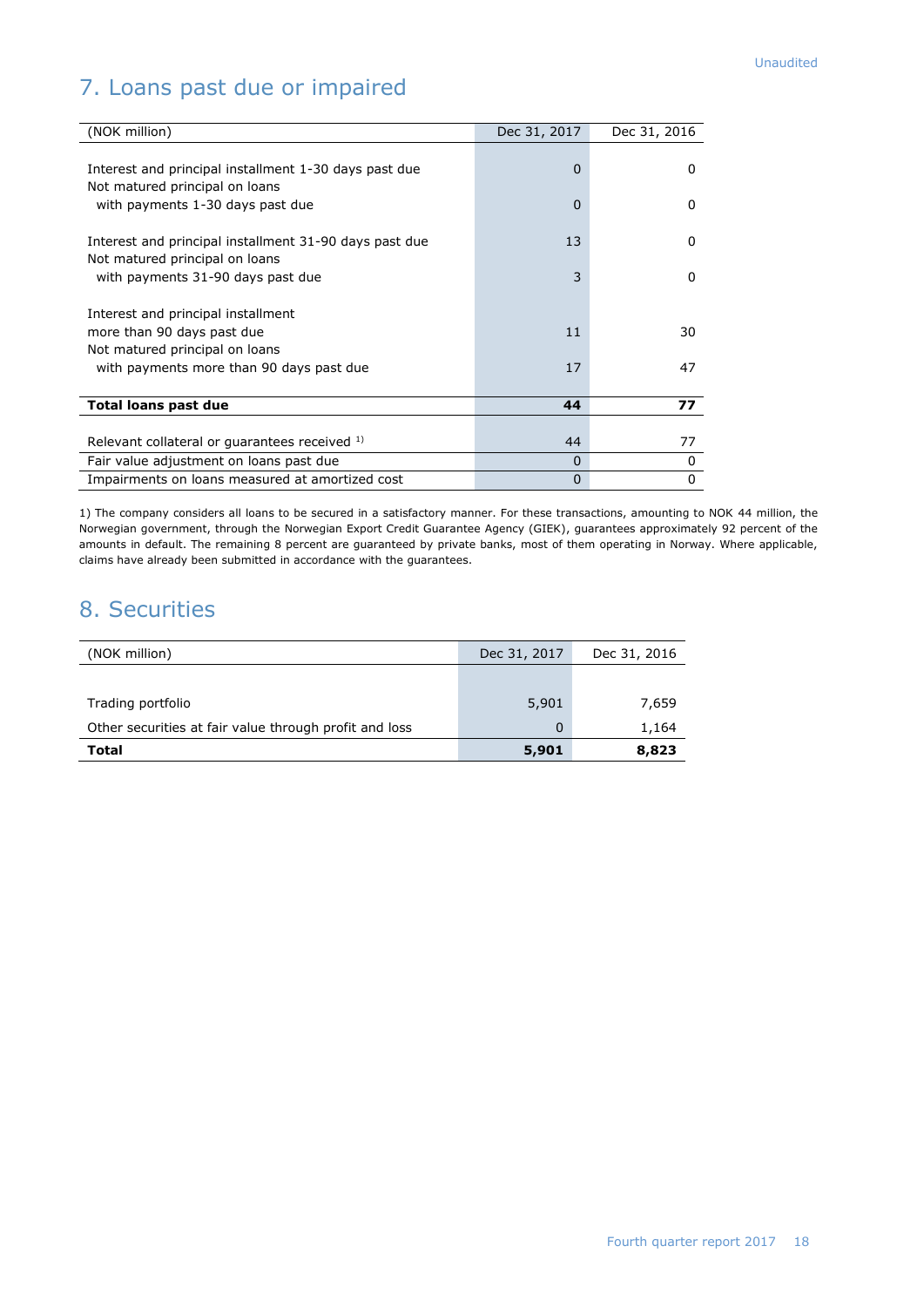Unaudited

## 7. Loans past due or impaired

| (NOK million) | Dec 31, 2017 | Dec 31, 2016 |
|---|---|---|
| Interest and principal installment 1-30 days past due | 0 | 0 |
| Not matured principal on loans with payments 1-30 days past due | 0 | 0 |
| Interest and principal installment 31-90 days past due | 13 | 0 |
| Not matured principal on loans with payments 31-90 days past due | 3 | 0 |
| Interest and principal installment more than 90 days past due | 11 | 30 |
| Not matured principal on loans with payments more than 90 days past due | 17 | 47 |
| **Total loans past due** | **44** | **77** |
| Relevant collateral or guarantees received [1)] | 44 | 77 |
| Fair value adjustment on loans past due | 0 | 0 |
| Impairments on loans measured at amortized cost | 0 | 0 |

1) The company considers all loans to be secured in a satisfactory manner. For these transactions, amounting to NOK 44 million, the Norwegian government, through the Norwegian Export Credit Guarantee Agency (GIEK), guarantees approximately 92 percent of the amounts in default. The remaining 8 percent are guaranteed by private banks, most of them operating in Norway. Where applicable, claims have already been submitted in accordance with the guarantees.

## 8. Securities

| (NOK million) | Dec 31, 2017 | Dec 31, 2016 |
|---|---|---|
| Trading portfolio | 5,901 | 7,659 |
| Other securities at fair value through profit and loss | 0 | 1,164 |
| **Total** | **5,901** | **8,823** |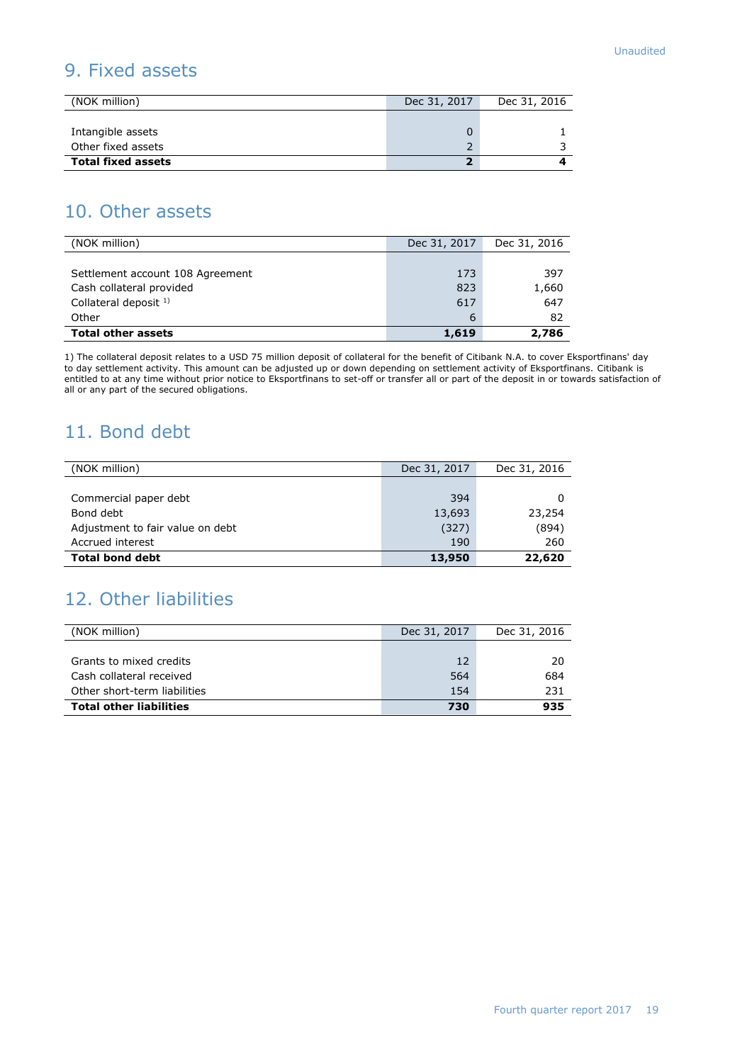Unaudited

## 9. Fixed assets

| (NOK million) | Dec 31, 2017 | Dec 31, 2016 |
|---|---|---|
| Intangible assets | 0 | 1 |
| Other fixed assets | 2 | 3 |
| **Total fixed assets** | **2** | **4** |

## 10. Other assets

| (NOK million) | Dec 31, 2017 | Dec 31, 2016 |
|---|---|---|
| Settlement account 108 Agreement | 173 | 397 |
| Cash collateral provided | 823 | 1,660 |
| Collateral deposit [1] | 617 | 647 |
| Other | 6 | 82 |
| **Total other assets** | **1,619** | **2,786** |

1) The collateral deposit relates to a USD 75 million deposit of collateral for the benefit of Citibank N.A. to cover Eksportfinans' day to day settlement activity. This amount can be adjusted up or down depending on settlement activity of Eksportfinans. Citibank is entitled to at any time without prior notice to Eksportfinans to set-off or transfer all or part of the deposit in or towards satisfaction of all or any part of the secured obligations.

## 11. Bond debt

| (NOK million) | Dec 31, 2017 | Dec 31, 2016 |
|---|---|---|
| Commercial paper debt | 394 | 0 |
| Bond debt | 13,693 | 23,254 |
| Adjustment to fair value on debt | (327) | (894) |
| Accrued interest | 190 | 260 |
| **Total bond debt** | **13,950** | **22,620** |

## 12. Other liabilities

| (NOK million) | Dec 31, 2017 | Dec 31, 2016 |
|---|---|---|
| Grants to mixed credits | 12 | 20 |
| Cash collateral received | 564 | 684 |
| Other short-term liabilities | 154 | 231 |
| **Total other liabilities** | **730** | **935** |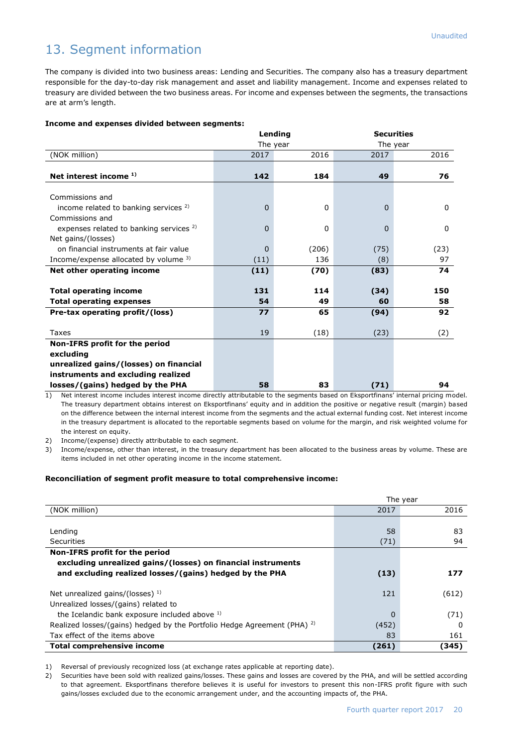Unaudited

# 13. Segment information

The company is divided into two business areas: Lending and Securities. The company also has a treasury department responsible for the day-to-day risk management and asset and liability management. Income and expenses related to treasury are divided between the two business areas. For income and expenses between the segments, the transactions are at arm's length.

**Income and expenses divided between segments:**

| | Lending | | Securities | |
|---|---|---|---|---|
| | The year | | The year | |
| (NOK million) | 2017 | 2016 | 2017 | 2016 |
| **Net interest income [1]** | **142** | **184** | **49** | **76** |
| Commissions and income related to banking services [2] | 0 | 0 | 0 | 0 |
| Commissions and expenses related to banking services [2] | 0 | 0 | 0 | 0 |
| Net gains/(losses) on financial instruments at fair value | 0 | (206) | (75) | (23) |
| Income/expense allocated by volume [3] | (11) | 136 | (8) | 97 |
| **Net other operating income** | **(11)** | **(70)** | **(83)** | **74** |
| **Total operating income** | **131** | **114** | **(34)** | **150** |
| **Total operating expenses** | **54** | **49** | **60** | **58** |
| **Pre-tax operating profit/(loss)** | **77** | **65** | **(94)** | **92** |
| Taxes | 19 | (18) | (23) | (2) |
| **Non-IFRS profit for the period excluding unrealized gains/(losses) on financial instruments and excluding realized losses/(gains) hedged by the PHA** | **58** | **83** | **(71)** | **94** |

1) Net interest income includes interest income directly attributable to the segments based on Eksportfinans' internal pricing model. The treasury department obtains interest on Eksportfinans' equity and in addition the positive or negative result (margin) based on the difference between the internal interest income from the segments and the actual external funding cost. Net interest income in the treasury department is allocated to the reportable segments based on volume for the margin, and risk weighted volume for the interest on equity.

2) Income/(expense) directly attributable to each segment.

3) Income/expense, other than interest, in the treasury department has been allocated to the business areas by volume. These are items included in net other operating income in the income statement.

**Reconciliation of segment profit measure to total comprehensive income:**

| | The year | |
|---|---|---|
| (NOK million) | 2017 | 2016 |
| Lending | 58 | 83 |
| Securities | (71) | 94 |
| **Non-IFRS profit for the period excluding unrealized gains/(losses) on financial instruments and excluding realized losses/(gains) hedged by the PHA** | **(13)** | **177** |
| Net unrealized gains/(losses) [1] | 121 | (612) |
| Unrealized losses/(gains) related to the Icelandic bank exposure included above [1] | 0 | (71) |
| Realized losses/(gains) hedged by the Portfolio Hedge Agreement (PHA) [2] | (452) | 0 |
| Tax effect of the items above | 83 | 161 |
| **Total comprehensive income** | **(261)** | **(345)** |

1) Reversal of previously recognized loss (at exchange rates applicable at reporting date).

2) Securities have been sold with realized gains/losses. These gains and losses are covered by the PHA, and will be settled according to that agreement. Eksportfinans therefore believes it is useful for investors to present this non-IFRS profit figure with such gains/losses excluded due to the economic arrangement under, and the accounting impacts of, the PHA.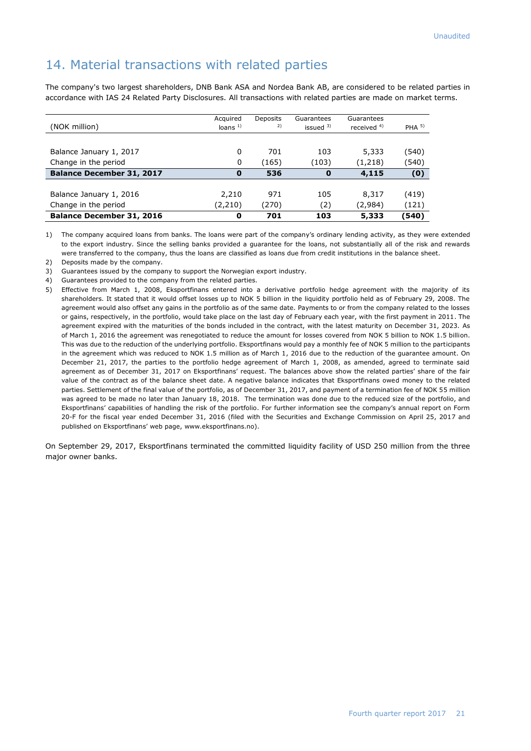## 14. Material transactions with related parties

The company's two largest shareholders, DNB Bank ASA and Nordea Bank AB, are considered to be related parties in accordance with IAS 24 Related Party Disclosures. All transactions with related parties are made on market terms.

| (NOK million) | Acquired loans [1] | Deposits [2] | Guarantees issued [3] | Guarantees received [4] | PHA [5] |
|---|---|---|---|---|---|
| | | | | | |
| Balance January 1, 2017 | 0 | 701 | 103 | 5,333 | (540) |
| Change in the period | 0 | (165) | (103) | (1,218) | (540) |
| **Balance December 31, 2017** | **0** | **536** | **0** | **4,115** | **(0)** |
| | | | | | |
| Balance January 1, 2016 | 2,210 | 971 | 105 | 8,317 | (419) |
| Change in the period | (2,210) | (270) | (2) | (2,984) | (121) |
| **Balance December 31, 2016** | **0** | **701** | **103** | **5,333** | **(540)** |

1) The company acquired loans from banks. The loans were part of the company's ordinary lending activity, as they were extended to the export industry. Since the selling banks provided a guarantee for the loans, not substantially all of the risk and rewards were transferred to the company, thus the loans are classified as loans due from credit institutions in the balance sheet.

2) Deposits made by the company.

3) Guarantees issued by the company to support the Norwegian export industry.

4) Guarantees provided to the company from the related parties.

5) Effective from March 1, 2008, Eksportfinans entered into a derivative portfolio hedge agreement with the majority of its shareholders. It stated that it would offset losses up to NOK 5 billion in the liquidity portfolio held as of February 29, 2008. The agreement would also offset any gains in the portfolio as of the same date. Payments to or from the company related to the losses or gains, respectively, in the portfolio, would take place on the last day of February each year, with the first payment in 2011. The agreement expired with the maturities of the bonds included in the contract, with the latest maturity on December 31, 2023. As of March 1, 2016 the agreement was renegotiated to reduce the amount for losses covered from NOK 5 billion to NOK 1.5 billion. This was due to the reduction of the underlying portfolio. Eksportfinans would pay a monthly fee of NOK 5 million to the participants in the agreement which was reduced to NOK 1.5 million as of March 1, 2016 due to the reduction of the guarantee amount. On December 21, 2017, the parties to the portfolio hedge agreement of March 1, 2008, as amended, agreed to terminate said agreement as of December 31, 2017 on Eksportfinans' request. The balances above show the related parties' share of the fair value of the contract as of the balance sheet date. A negative balance indicates that Eksportfinans owed money to the related parties. Settlement of the final value of the portfolio, as of December 31, 2017, and payment of a termination fee of NOK 55 million was agreed to be made no later than January 18, 2018. The termination was done due to the reduced size of the portfolio, and Eksportfinans' capabilities of handling the risk of the portfolio. For further information see the company's annual report on Form 20-F for the fiscal year ended December 31, 2016 (filed with the Securities and Exchange Commission on April 25, 2017 and published on Eksportfinans' web page, www.eksportfinans.no).

On September 29, 2017, Eksportfinans terminated the committed liquidity facility of USD 250 million from the three major owner banks.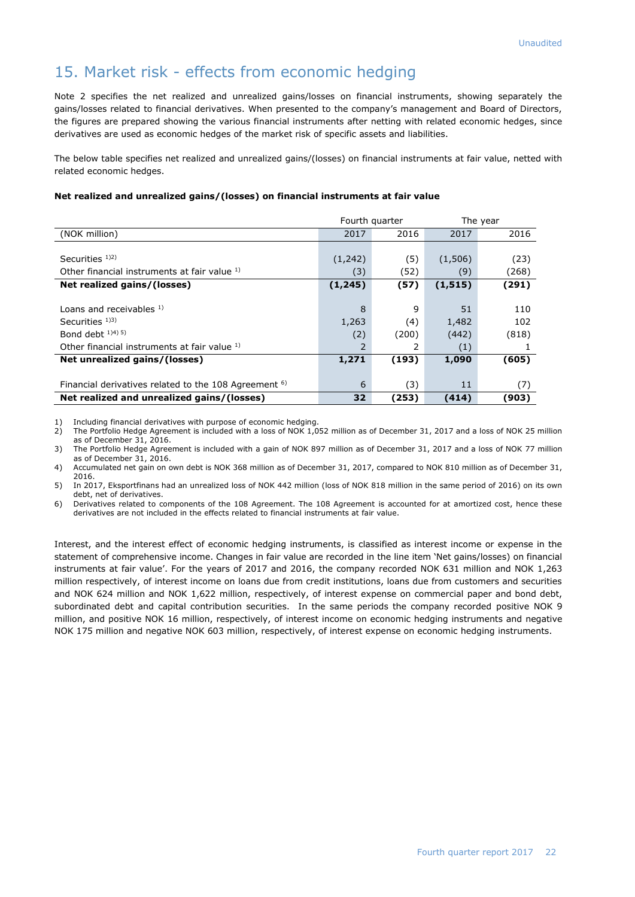Unaudited

# 15. Market risk - effects from economic hedging

Note 2 specifies the net realized and unrealized gains/losses on financial instruments, showing separately the gains/losses related to financial derivatives. When presented to the company's management and Board of Directors, the figures are prepared showing the various financial instruments after netting with related economic hedges, since derivatives are used as economic hedges of the market risk of specific assets and liabilities.

The below table specifies net realized and unrealized gains/(losses) on financial instruments at fair value, netted with related economic hedges.

**Net realized and unrealized gains/(losses) on financial instruments at fair value**

| | Fourth quarter | | The year | |
|---|---|---|---|---|
| (NOK million) | 2017 | 2016 | 2017 | 2016 |
| | | | | |
| Securities [1)2)] | (1,242) | (5) | (1,506) | (23) |
| Other financial instruments at fair value [1)] | (3) | (52) | (9) | (268) |
| **Net realized gains/(losses)** | **(1,245)** | **(57)** | **(1,515)** | **(291)** |
| | | | | |
| Loans and receivables [1)] | 8 | 9 | 51 | 110 |
| Securities [1)3)] | 1,263 | (4) | 1,482 | 102 |
| Bond debt [1)4) 5)] | (2) | (200) | (442) | (818) |
| Other financial instruments at fair value [1)] | 2 | 2 | (1) | 1 |
| **Net unrealized gains/(losses)** | **1,271** | **(193)** | **1,090** | **(605)** |
| | | | | |
| Financial derivatives related to the 108 Agreement [6)] | 6 | (3) | 11 | (7) |
| **Net realized and unrealized gains/(losses)** | **32** | **(253)** | **(414)** | **(903)** |

1) Including financial derivatives with purpose of economic hedging.
2) The Portfolio Hedge Agreement is included with a loss of NOK 1,052 million as of December 31, 2017 and a loss of NOK 25 million as of December 31, 2016.
3) The Portfolio Hedge Agreement is included with a gain of NOK 897 million as of December 31, 2017 and a loss of NOK 77 million as of December 31, 2016.
4) Accumulated net gain on own debt is NOK 368 million as of December 31, 2017, compared to NOK 810 million as of December 31, 2016.
5) In 2017, Eksportfinans had an unrealized loss of NOK 442 million (loss of NOK 818 million in the same period of 2016) on its own debt, net of derivatives.
6) Derivatives related to components of the 108 Agreement. The 108 Agreement is accounted for at amortized cost, hence these derivatives are not included in the effects related to financial instruments at fair value.

Interest, and the interest effect of economic hedging instruments, is classified as interest income or expense in the statement of comprehensive income. Changes in fair value are recorded in the line item 'Net gains/losses) on financial instruments at fair value'. For the years of 2017 and 2016, the company recorded NOK 631 million and NOK 1,263 million respectively, of interest income on loans due from credit institutions, loans due from customers and securities and NOK 624 million and NOK 1,622 million, respectively, of interest expense on commercial paper and bond debt, subordinated debt and capital contribution securities. In the same periods the company recorded positive NOK 9 million, and positive NOK 16 million, respectively, of interest income on economic hedging instruments and negative NOK 175 million and negative NOK 603 million, respectively, of interest expense on economic hedging instruments.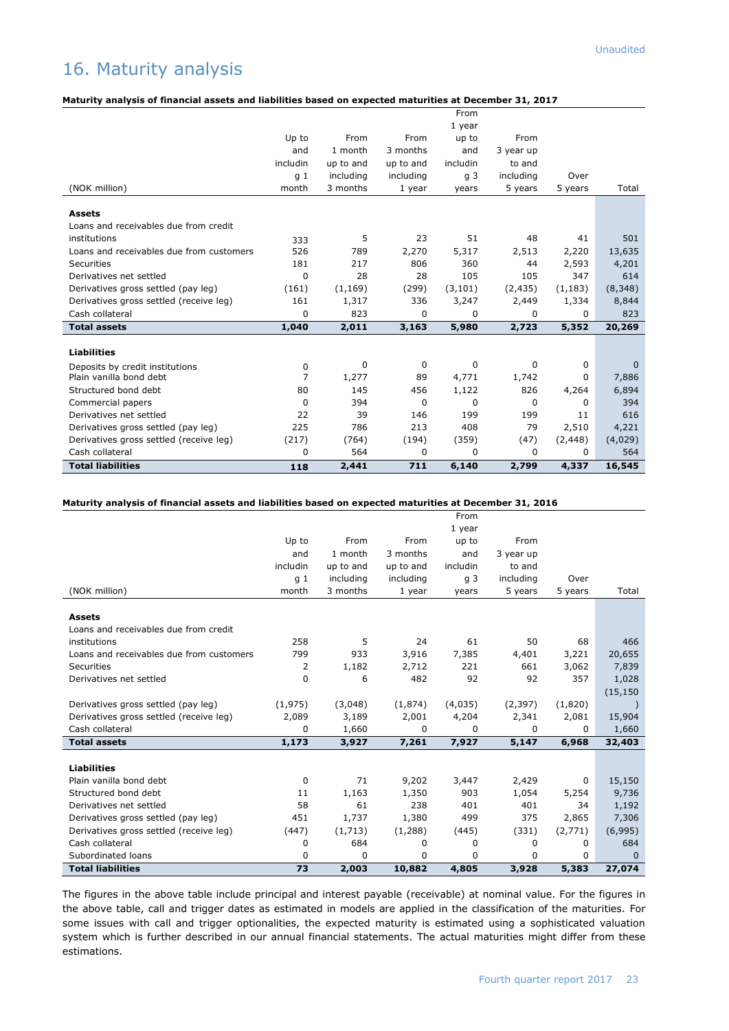# 16. Maturity analysis

**Maturity analysis of financial assets and liabilities based on expected maturities at December 31, 2017**

| (NOK million) | Up to and including 1 month | From 1 month up to and including 3 months | From 3 months up to and including 1 year | From 1 year up to and including 3 years | From 3 year up to and including 5 years | Over 5 years | Total |
|---|---|---|---|---|---|---|---|
| **Assets** | | | | | | | |
| Loans and receivables due from credit institutions | 333 | 5 | 23 | 51 | 48 | 41 | 501 |
| Loans and receivables due from customers | 526 | 789 | 2,270 | 5,317 | 2,513 | 2,220 | 13,635 |
| Securities | 181 | 217 | 806 | 360 | 44 | 2,593 | 4,201 |
| Derivatives net settled | 0 | 28 | 28 | 105 | 105 | 347 | 614 |
| Derivatives gross settled (pay leg) | (161) | (1,169) | (299) | (3,101) | (2,435) | (1,183) | (8,348) |
| Derivatives gross settled (receive leg) | 161 | 1,317 | 336 | 3,247 | 2,449 | 1,334 | 8,844 |
| Cash collateral | 0 | 823 | 0 | 0 | 0 | 0 | 823 |
| **Total assets** | **1,040** | **2,011** | **3,163** | **5,980** | **2,723** | **5,352** | **20,269** |
| **Liabilities** | | | | | | | |
| Deposits by credit institutions | 0 | 0 | 0 | 0 | 0 | 0 | 0 |
| Plain vanilla bond debt | 7 | 1,277 | 89 | 4,771 | 1,742 | 0 | 7,886 |
| Structured bond debt | 80 | 145 | 456 | 1,122 | 826 | 4,264 | 6,894 |
| Commercial papers | 0 | 394 | 0 | 0 | 0 | 0 | 394 |
| Derivatives net settled | 22 | 39 | 146 | 199 | 199 | 11 | 616 |
| Derivatives gross settled (pay leg) | 225 | 786 | 213 | 408 | 79 | 2,510 | 4,221 |
| Derivatives gross settled (receive leg) | (217) | (764) | (194) | (359) | (47) | (2,448) | (4,029) |
| Cash collateral | 0 | 564 | 0 | 0 | 0 | 0 | 564 |
| **Total liabilities** | **118** | **2,441** | **711** | **6,140** | **2,799** | **4,337** | **16,545** |

**Maturity analysis of financial assets and liabilities based on expected maturities at December 31, 2016**

| (NOK million) | Up to and including 1 month | From 1 month up to and including 3 months | From 3 months up to and including 1 year | From 1 year up to and including 3 years | From 3 year up to and including 5 years | Over 5 years | Total |
|---|---|---|---|---|---|---|---|
| **Assets** | | | | | | | |
| Loans and receivables due from credit institutions | 258 | 5 | 24 | 61 | 50 | 68 | 466 |
| Loans and receivables due from customers | 799 | 933 | 3,916 | 7,385 | 4,401 | 3,221 | 20,655 |
| Securities | 2 | 1,182 | 2,712 | 221 | 661 | 3,062 | 7,839 |
| Derivatives net settled | 0 | 6 | 482 | 92 | 92 | 357 | 1,028 |
| Derivatives gross settled (pay leg) | (1,975) | (3,048) | (1,874) | (4,035) | (2,397) | (1,820) | (15,150) |
| Derivatives gross settled (receive leg) | 2,089 | 3,189 | 2,001 | 4,204 | 2,341 | 2,081 | 15,904 |
| Cash collateral | 0 | 1,660 | 0 | 0 | 0 | 0 | 1,660 |
| **Total assets** | **1,173** | **3,927** | **7,261** | **7,927** | **5,147** | **6,968** | **32,403** |
| **Liabilities** | | | | | | | |
| Plain vanilla bond debt | 0 | 71 | 9,202 | 3,447 | 2,429 | 0 | 15,150 |
| Structured bond debt | 11 | 1,163 | 1,350 | 903 | 1,054 | 5,254 | 9,736 |
| Derivatives net settled | 58 | 61 | 238 | 401 | 401 | 34 | 1,192 |
| Derivatives gross settled (pay leg) | 451 | 1,737 | 1,380 | 499 | 375 | 2,865 | 7,306 |
| Derivatives gross settled (receive leg) | (447) | (1,713) | (1,288) | (445) | (331) | (2,771) | (6,995) |
| Cash collateral | 0 | 684 | 0 | 0 | 0 | 0 | 684 |
| Subordinated loans | 0 | 0 | 0 | 0 | 0 | 0 | 0 |
| **Total liabilities** | **73** | **2,003** | **10,882** | **4,805** | **3,928** | **5,383** | **27,074** |

The figures in the above table include principal and interest payable (receivable) at nominal value. For the figures in the above table, call and trigger dates as estimated in models are applied in the classification of the maturities. For some issues with call and trigger optionalities, the expected maturity is estimated using a sophisticated valuation system which is further described in our annual financial statements. The actual maturities might differ from these estimations.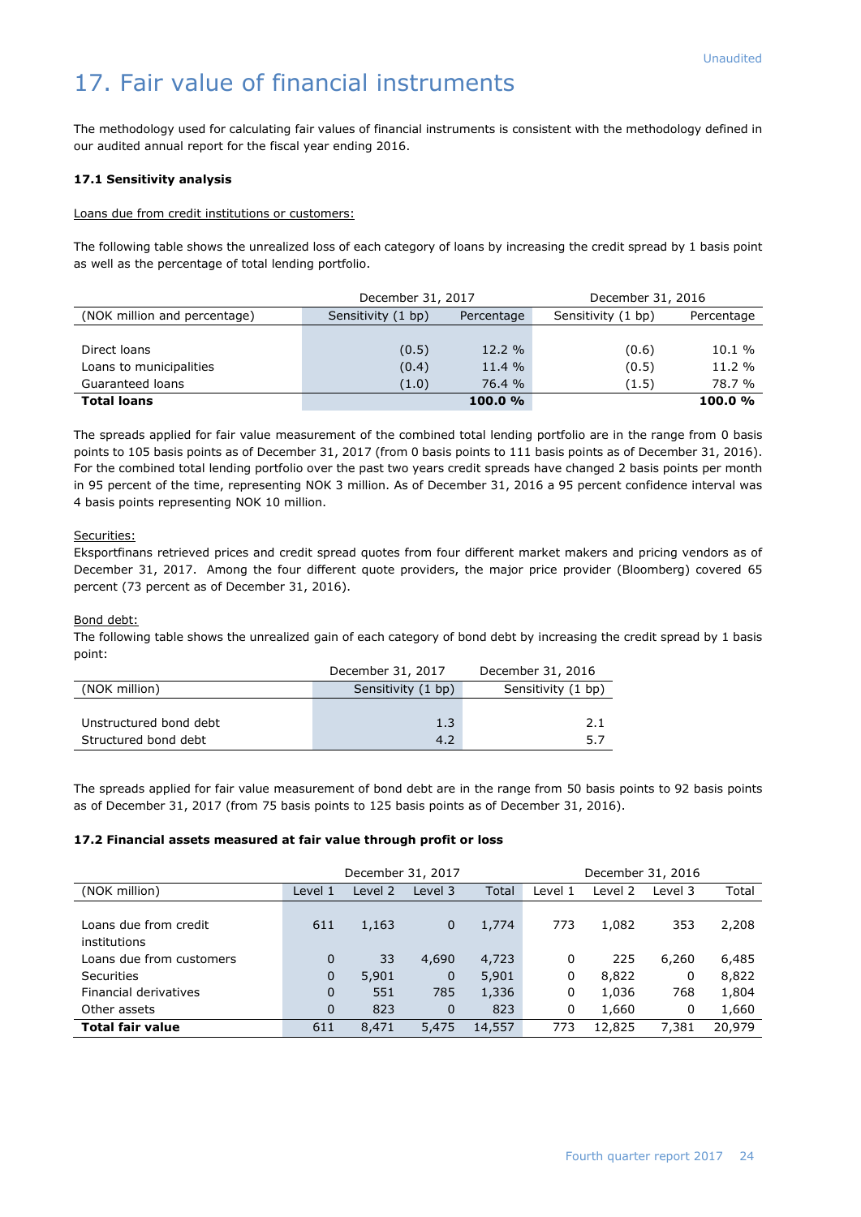Unaudited

# 17. Fair value of financial instruments

The methodology used for calculating fair values of financial instruments is consistent with the methodology defined in our audited annual report for the fiscal year ending 2016.

### 17.1 Sensitivity analysis

Loans due from credit institutions or customers:

The following table shows the unrealized loss of each category of loans by increasing the credit spread by 1 basis point as well as the percentage of total lending portfolio.

| | December 31, 2017 | | December 31, 2016 | |
|---|---|---|---|---|
| (NOK million and percentage) | Sensitivity (1 bp) | Percentage | Sensitivity (1 bp) | Percentage |
| Direct loans | (0.5) | 12.2 % | (0.6) | 10.1 % |
| Loans to municipalities | (0.4) | 11.4 % | (0.5) | 11.2 % |
| Guaranteed loans | (1.0) | 76.4 % | (1.5) | 78.7 % |
| **Total loans** | | **100.0 %** | | **100.0 %** |

The spreads applied for fair value measurement of the combined total lending portfolio are in the range from 0 basis points to 105 basis points as of December 31, 2017 (from 0 basis points to 111 basis points as of December 31, 2016). For the combined total lending portfolio over the past two years credit spreads have changed 2 basis points per month in 95 percent of the time, representing NOK 3 million. As of December 31, 2016 a 95 percent confidence interval was 4 basis points representing NOK 10 million.

Securities:
Eksportfinans retrieved prices and credit spread quotes from four different market makers and pricing vendors as of December 31, 2017. Among the four different quote providers, the major price provider (Bloomberg) covered 65 percent (73 percent as of December 31, 2016).

Bond debt:
The following table shows the unrealized gain of each category of bond debt by increasing the credit spread by 1 basis point:

| | December 31, 2017 | December 31, 2016 |
|---|---|---|
| (NOK million) | Sensitivity (1 bp) | Sensitivity (1 bp) |
| Unstructured bond debt | 1.3 | 2.1 |
| Structured bond debt | 4.2 | 5.7 |

The spreads applied for fair value measurement of bond debt are in the range from 50 basis points to 92 basis points as of December 31, 2017 (from 75 basis points to 125 basis points as of December 31, 2016).

### 17.2 Financial assets measured at fair value through profit or loss

| | December 31, 2017 | | | | December 31, 2016 | | | |
|---|---|---|---|---|---|---|---|---|
| (NOK million) | Level 1 | Level 2 | Level 3 | Total | Level 1 | Level 2 | Level 3 | Total |
| Loans due from credit institutions | 611 | 1,163 | 0 | 1,774 | 773 | 1,082 | 353 | 2,208 |
| Loans due from customers | 0 | 33 | 4,690 | 4,723 | 0 | 225 | 6,260 | 6,485 |
| Securities | 0 | 5,901 | 0 | 5,901 | 0 | 8,822 | 0 | 8,822 |
| Financial derivatives | 0 | 551 | 785 | 1,336 | 0 | 1,036 | 768 | 1,804 |
| Other assets | 0 | 823 | 0 | 823 | 0 | 1,660 | 0 | 1,660 |
| **Total fair value** | 611 | 8,471 | 5,475 | 14,557 | 773 | 12,825 | 7,381 | 20,979 |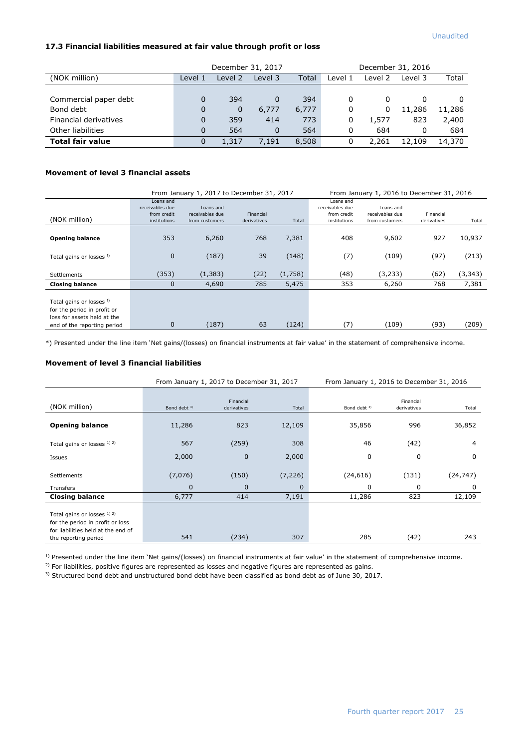Unaudited

### 17.3 Financial liabilities measured at fair value through profit or loss

| | December 31, 2017 | | | | December 31, 2016 | | | |
|---|---|---|---|---|---|---|---|---|
| (NOK million) | Level 1 | Level 2 | Level 3 | Total | Level 1 | Level 2 | Level 3 | Total |
| Commercial paper debt | 0 | 394 | 0 | 394 | 0 | 0 | 0 | 0 |
| Bond debt | 0 | 0 | 6,777 | 6,777 | 0 | 0 | 11,286 | 11,286 |
| Financial derivatives | 0 | 359 | 414 | 773 | 0 | 1,577 | 823 | 2,400 |
| Other liabilities | 0 | 564 | 0 | 564 | 0 | 684 | 0 | 684 |
| **Total fair value** | 0 | 1,317 | 7,191 | 8,508 | 0 | 2,261 | 12,109 | 14,370 |

#### Movement of level 3 financial assets

| | From January 1, 2017 to December 31, 2017 | | | | From January 1, 2016 to December 31, 2016 | | | |
|---|---|---|---|---|---|---|---|---|
| (NOK million) | Loans and receivables due from credit institutions | Loans and receivables due from customers | Financial derivatives | Total | Loans and receivables due from credit institutions | Loans and receivables due from customers | Financial derivatives | Total |
| **Opening balance** | 353 | 6,260 | 768 | 7,381 | 408 | 9,602 | 927 | 10,937 |
| Total gains or losses [1] | 0 | (187) | 39 | (148) | (7) | (109) | (97) | (213) |
| Settlements | (353) | (1,383) | (22) | (1,758) | (48) | (3,233) | (62) | (3,343) |
| **Closing balance** | 0 | 4,690 | 785 | 5,475 | 353 | 6,260 | 768 | 7,381 |
| Total gains or losses [1] for the period in profit or loss for assets held at the end of the reporting period | 0 | (187) | 63 | (124) | (7) | (109) | (93) | (209) |

*) Presented under the line item 'Net gains/(losses) on financial instruments at fair value' in the statement of comprehensive income.

#### Movement of level 3 financial liabilities

| | From January 1, 2017 to December 31, 2017 | | | From January 1, 2016 to December 31, 2016 | | |
|---|---|---|---|---|---|---|
| (NOK million) | Bond debt [3] | Financial derivatives | Total | Bond debt [3] | Financial derivatives | Total |
| **Opening balance** | 11,286 | 823 | 12,109 | 35,856 | 996 | 36,852 |
| Total gains or losses [1) 2)] | 567 | (259) | 308 | 46 | (42) | 4 |
| Issues | 2,000 | 0 | 2,000 | 0 | 0 | 0 |
| Settlements | (7,076) | (150) | (7,226) | (24,616) | (131) | (24,747) |
| Transfers | 0 | 0 | 0 | 0 | 0 | 0 |
| **Closing balance** | 6,777 | 414 | 7,191 | 11,286 | 823 | 12,109 |
| Total gains or losses [1) 2)] for the period in profit or loss for liabilities held at the end of the reporting period | 541 | (234) | 307 | 285 | (42) | 243 |

[1] Presented under the line item 'Net gains/(losses) on financial instruments at fair value' in the statement of comprehensive income.

[2] For liabilities, positive figures are represented as losses and negative figures are represented as gains.

[3] Structured bond debt and unstructured bond debt have been classified as bond debt as of June 30, 2017.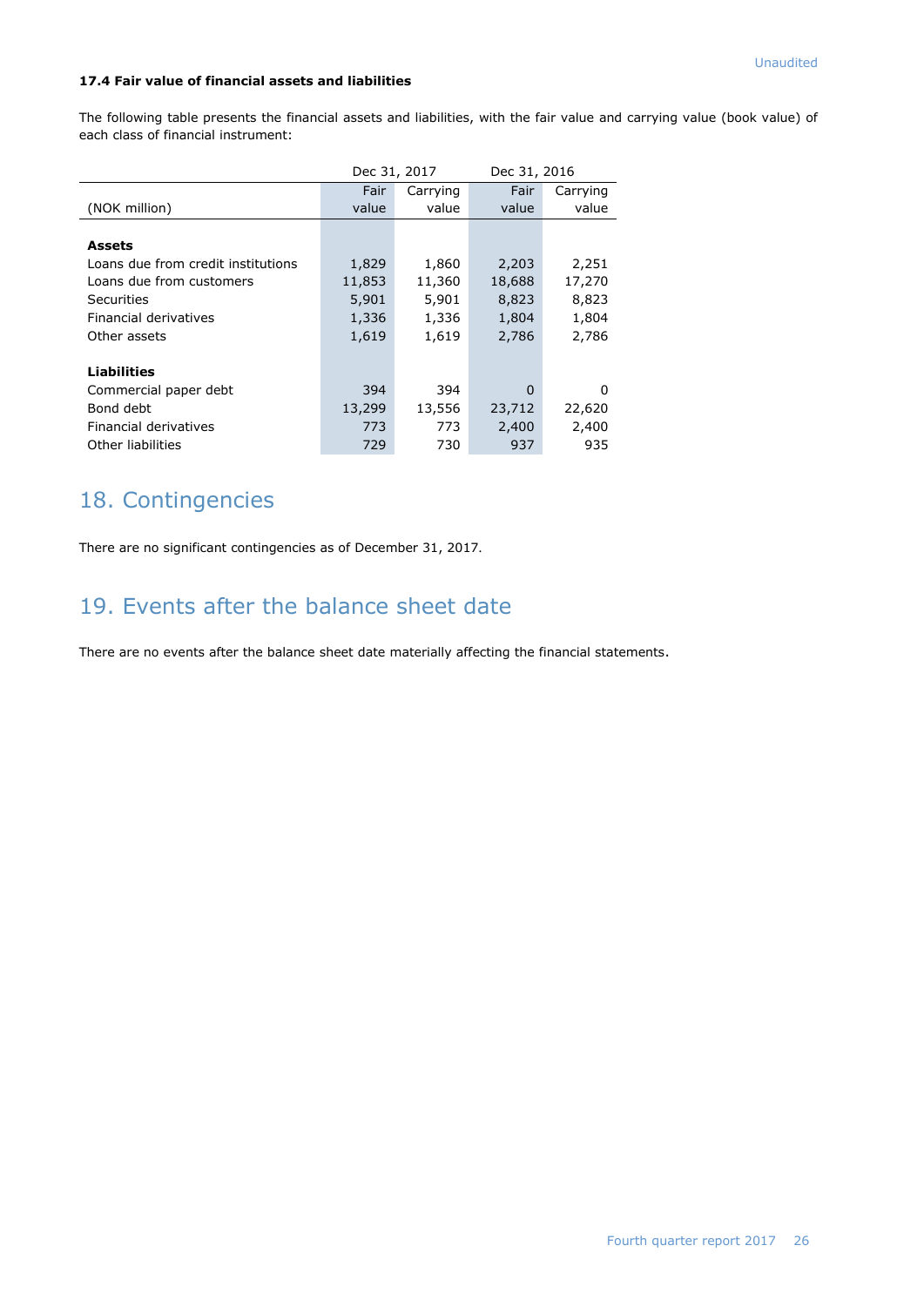### 17.4 Fair value of financial assets and liabilities

The following table presents the financial assets and liabilities, with the fair value and carrying value (book value) of each class of financial instrument:

| | Dec 31, 2017 | | Dec 31, 2016 | |
|---|---|---|---|---|
| (NOK million) | Fair value | Carrying value | Fair value | Carrying value |
| **Assets** | | | | |
| Loans due from credit institutions | 1,829 | 1,860 | 2,203 | 2,251 |
| Loans due from customers | 11,853 | 11,360 | 18,688 | 17,270 |
| Securities | 5,901 | 5,901 | 8,823 | 8,823 |
| Financial derivatives | 1,336 | 1,336 | 1,804 | 1,804 |
| Other assets | 1,619 | 1,619 | 2,786 | 2,786 |
| **Liabilities** | | | | |
| Commercial paper debt | 394 | 394 | 0 | 0 |
| Bond debt | 13,299 | 13,556 | 23,712 | 22,620 |
| Financial derivatives | 773 | 773 | 2,400 | 2,400 |
| Other liabilities | 729 | 730 | 937 | 935 |

# 18. Contingencies

There are no significant contingencies as of December 31, 2017.

# 19. Events after the balance sheet date

There are no events after the balance sheet date materially affecting the financial statements.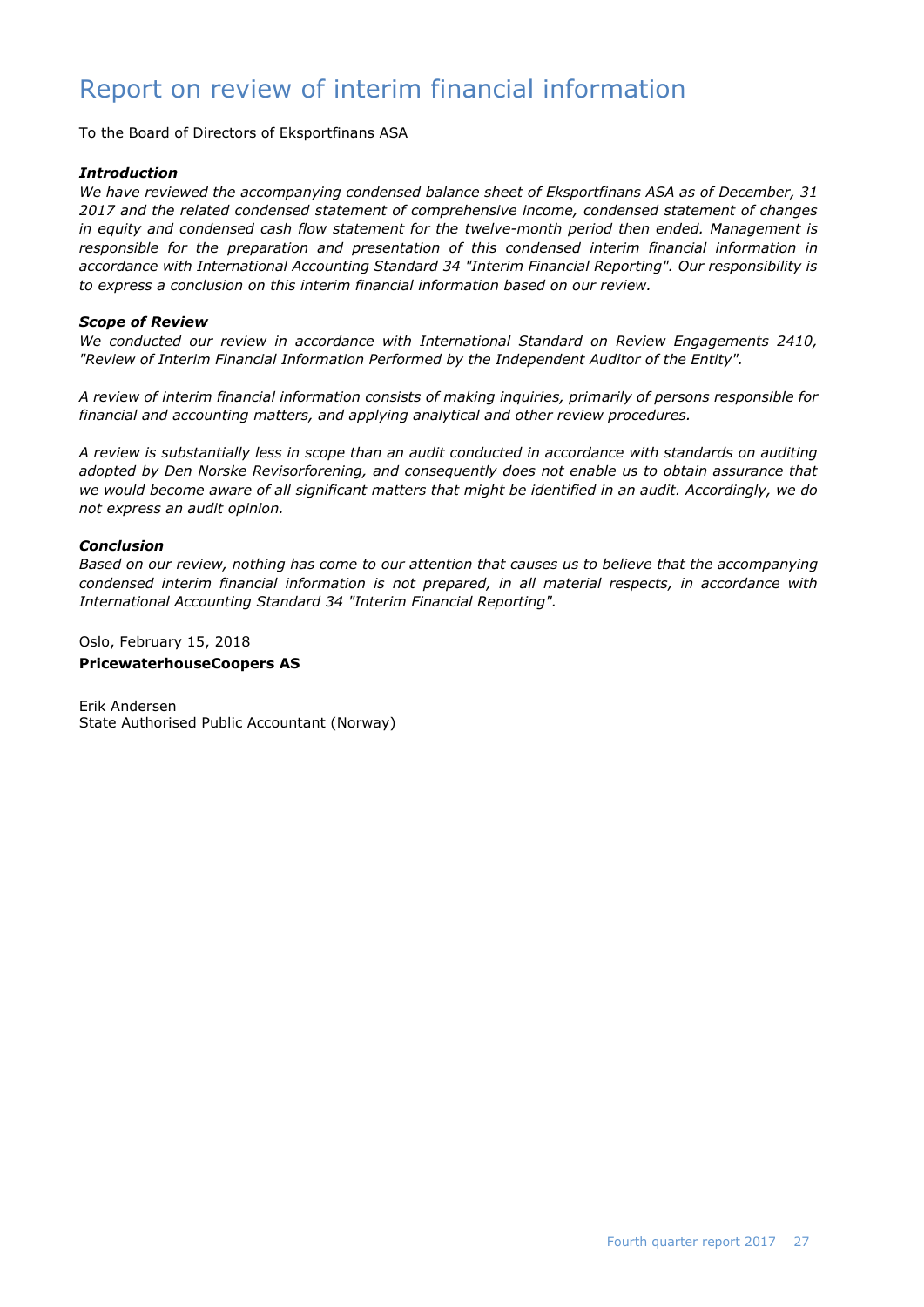# Report on review of interim financial information

To the Board of Directors of Eksportfinans ASA

***Introduction***

*We have reviewed the accompanying condensed balance sheet of Eksportfinans ASA as of December, 31 2017 and the related condensed statement of comprehensive income, condensed statement of changes in equity and condensed cash flow statement for the twelve-month period then ended. Management is responsible for the preparation and presentation of this condensed interim financial information in accordance with International Accounting Standard 34 "Interim Financial Reporting". Our responsibility is to express a conclusion on this interim financial information based on our review.*

***Scope of Review***

*We conducted our review in accordance with International Standard on Review Engagements 2410, "Review of Interim Financial Information Performed by the Independent Auditor of the Entity".*

*A review of interim financial information consists of making inquiries, primarily of persons responsible for financial and accounting matters, and applying analytical and other review procedures.*

*A review is substantially less in scope than an audit conducted in accordance with standards on auditing adopted by Den Norske Revisorforening, and consequently does not enable us to obtain assurance that we would become aware of all significant matters that might be identified in an audit. Accordingly, we do not express an audit opinion.*

***Conclusion***

*Based on our review, nothing has come to our attention that causes us to believe that the accompanying condensed interim financial information is not prepared, in all material respects, in accordance with International Accounting Standard 34 "Interim Financial Reporting".*

Oslo, February 15, 2018

**PricewaterhouseCoopers AS**

Erik Andersen  
State Authorised Public Accountant (Norway)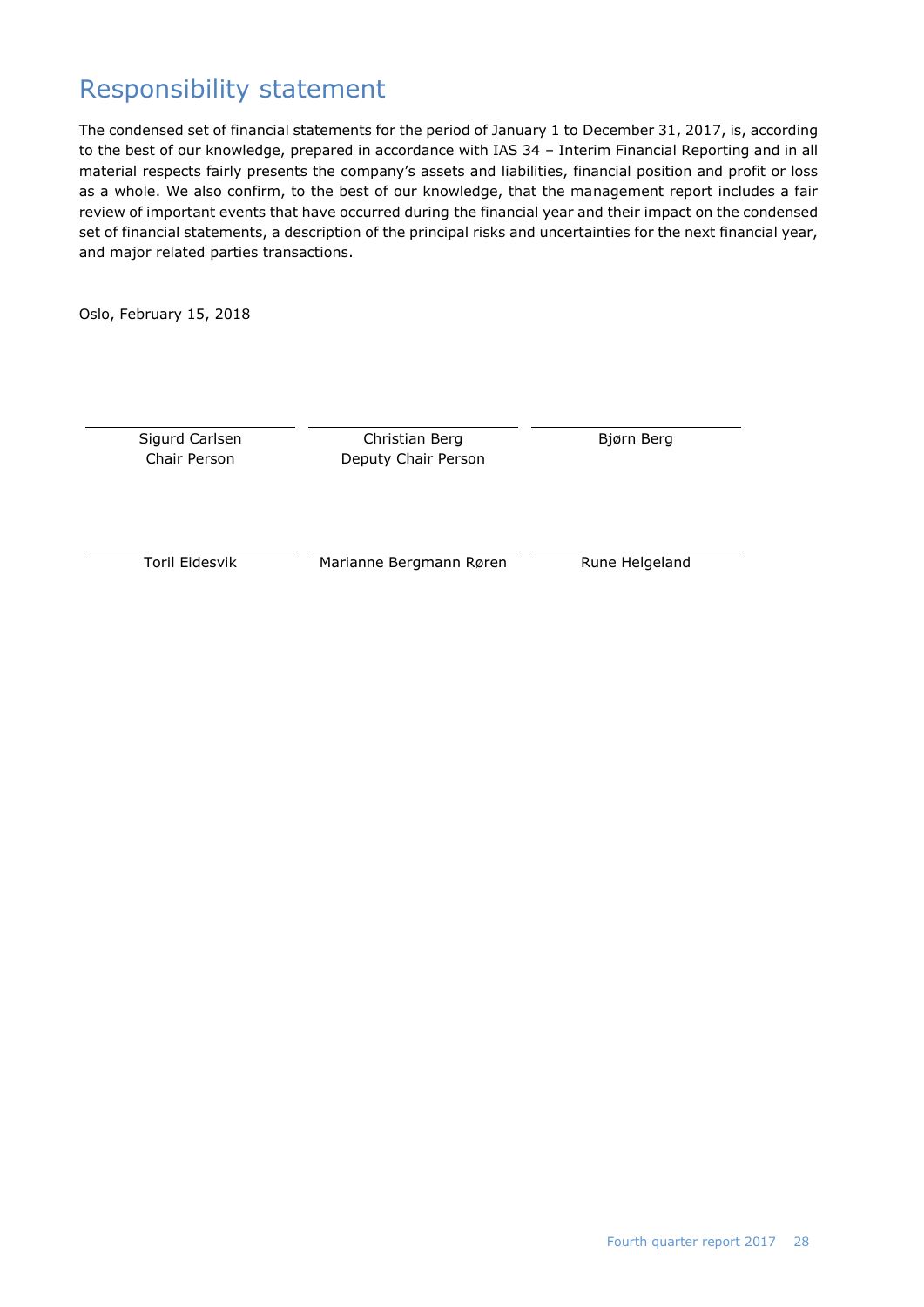# Responsibility statement

The condensed set of financial statements for the period of January 1 to December 31, 2017, is, according to the best of our knowledge, prepared in accordance with IAS 34 – Interim Financial Reporting and in all material respects fairly presents the company's assets and liabilities, financial position and profit or loss as a whole. We also confirm, to the best of our knowledge, that the management report includes a fair review of important events that have occurred during the financial year and their impact on the condensed set of financial statements, a description of the principal risks and uncertainties for the next financial year, and major related parties transactions.

Oslo, February 15, 2018

| | | |
|---|---|---|
| Sigurd Carlsen<br>Chair Person | Christian Berg<br>Deputy Chair Person | Bjørn Berg |
| Toril Eidesvik | Marianne Bergmann Røren | Rune Helgeland |